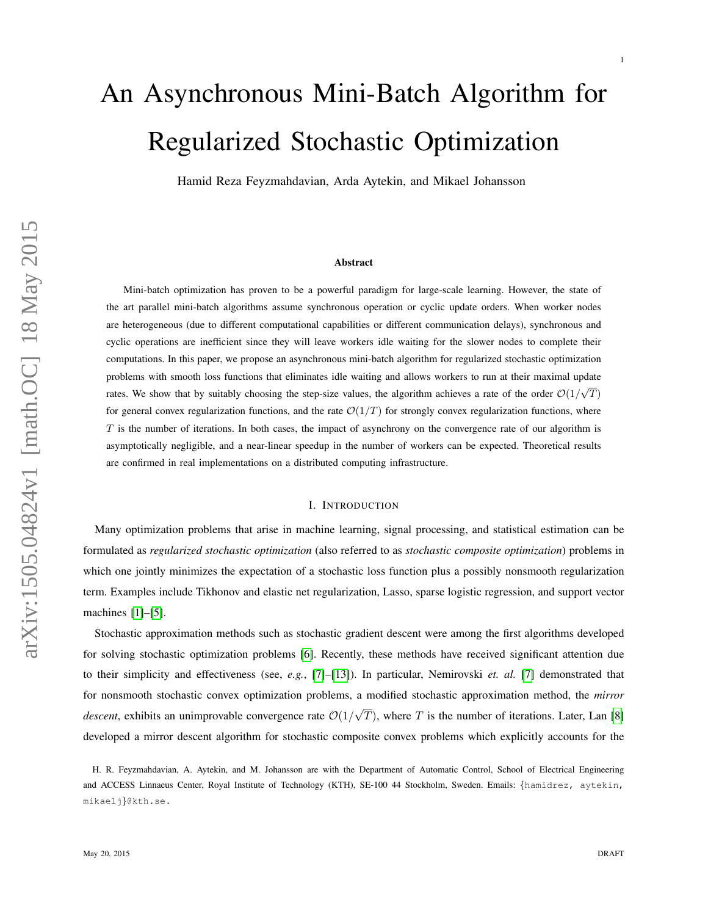# An Asynchronous Mini-Batch Algorithm for Regularized Stochastic Optimization

Hamid Reza Feyzmahdavian, Arda Aytekin, and Mikael Johansson

### Abstract

Mini-batch optimization has proven to be a powerful paradigm for large-scale learning. However, the state of the art parallel mini-batch algorithms assume synchronous operation or cyclic update orders. When worker nodes are heterogeneous (due to different computational capabilities or different communication delays), synchronous and cyclic operations are inefficient since they will leave workers idle waiting for the slower nodes to complete their computations. In this paper, we propose an asynchronous mini-batch algorithm for regularized stochastic optimization problems with smooth loss functions that eliminates idle waiting and allows workers to run at their maximal update rates. We show that by suitably choosing the step-size values, the algorithm achieves a rate of the order $\mathcal{O}(1/\sqrt{T})$ for general convex regularization functions, and the rate $\mathcal{O}(1/T)$ for strongly convex regularization functions, where $T$ is the number of iterations. In both cases, the impact of asynchrony on the convergence rate of our algorithm is asymptotically negligible, and a near-linear speedup in the number of workers can be expected. Theoretical results are confirmed in real implementations on a distributed computing infrastructure.

## I. Introduction

Many optimization problems that arise in machine learning, signal processing, and statistical estimation can be formulated as *regularized stochastic optimization* (also referred to as *stochastic composite optimization*) problems in which one jointly minimizes the expectation of a stochastic loss function plus a possibly nonsmooth regularization term. Examples include Tikhonov and elastic net regularization, Lasso, sparse logistic regression, and support vector machines [1]–[5].

Stochastic approximation methods such as stochastic gradient descent were among the first algorithms developed for solving stochastic optimization problems [6]. Recently, these methods have received significant attention due to their simplicity and effectiveness (see, *e.g.*, [7]–[13]). In particular, Nemirovski *et. al.* [7] demonstrated that for nonsmooth stochastic convex optimization problems, a modified stochastic approximation method, the *mirror descent*, exhibits an unimprovable convergence rate $\mathcal{O}(1/\sqrt{T})$, where $T$ is the number of iterations. Later, Lan [8] developed a mirror descent algorithm for stochastic composite convex problems which explicitly accounts for the

H. R. Feyzmahdavian, A. Aytekin, and M. Johansson are with the Department of Automatic Control, School of Electrical Engineering and ACCESS Linnaeus Center, Royal Institute of Technology (KTH), SE-100 44 Stockholm, Sweden. Emails: {hamidrez, aytekin, mikaelj}@kth.se.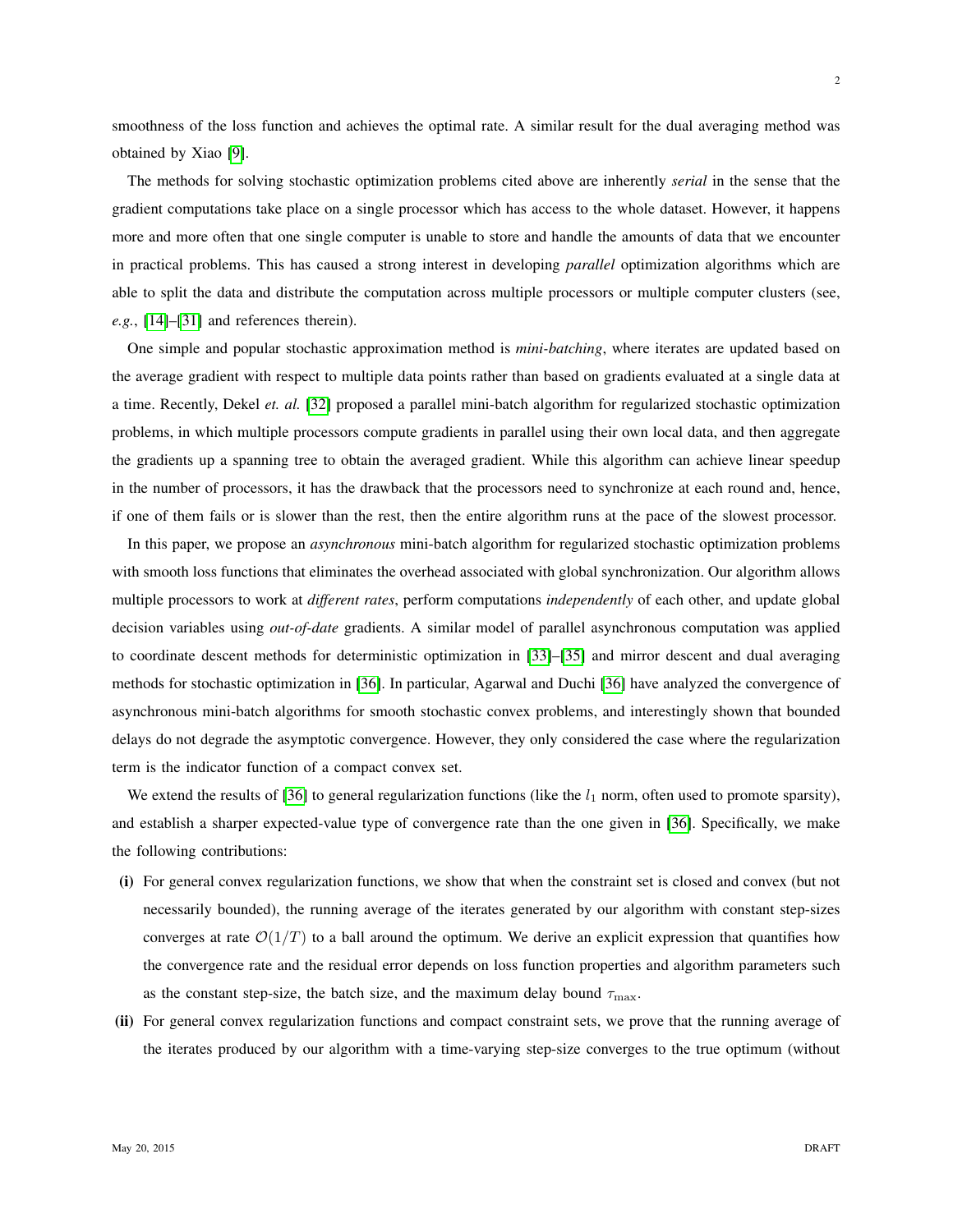smoothness of the loss function and achieves the optimal rate. A similar result for the dual averaging method was obtained by Xiao [9].

The methods for solving stochastic optimization problems cited above are inherently *serial* in the sense that the gradient computations take place on a single processor which has access to the whole dataset. However, it happens more and more often that one single computer is unable to store and handle the amounts of data that we encounter in practical problems. This has caused a strong interest in developing *parallel* optimization algorithms which are able to split the data and distribute the computation across multiple processors or multiple computer clusters (see, *e.g.*, [14]–[31] and references therein).

One simple and popular stochastic approximation method is *mini-batching*, where iterates are updated based on the average gradient with respect to multiple data points rather than based on gradients evaluated at a single data at a time. Recently, Dekel *et. al.* [32] proposed a parallel mini-batch algorithm for regularized stochastic optimization problems, in which multiple processors compute gradients in parallel using their own local data, and then aggregate the gradients up a spanning tree to obtain the averaged gradient. While this algorithm can achieve linear speedup in the number of processors, it has the drawback that the processors need to synchronize at each round and, hence, if one of them fails or is slower than the rest, then the entire algorithm runs at the pace of the slowest processor.

In this paper, we propose an *asynchronous* mini-batch algorithm for regularized stochastic optimization problems with smooth loss functions that eliminates the overhead associated with global synchronization. Our algorithm allows multiple processors to work at *different rates*, perform computations *independently* of each other, and update global decision variables using *out-of-date* gradients. A similar model of parallel asynchronous computation was applied to coordinate descent methods for deterministic optimization in [33]–[35] and mirror descent and dual averaging methods for stochastic optimization in [36]. In particular, Agarwal and Duchi [36] have analyzed the convergence of asynchronous mini-batch algorithms for smooth stochastic convex problems, and interestingly shown that bounded delays do not degrade the asymptotic convergence. However, they only considered the case where the regularization term is the indicator function of a compact convex set.

We extend the results of [36] to general regularization functions (like the $l_1$ norm, often used to promote sparsity), and establish a sharper expected-value type of convergence rate than the one given in [36]. Specifically, we make the following contributions:

- **(i)** For general convex regularization functions, we show that when the constraint set is closed and convex (but not necessarily bounded), the running average of the iterates generated by our algorithm with constant step-sizes converges at rate $\mathcal{O}(1/T)$ to a ball around the optimum. We derive an explicit expression that quantifies how the convergence rate and the residual error depends on loss function properties and algorithm parameters such as the constant step-size, the batch size, and the maximum delay bound $\tau_{\max}$.
- **(ii)** For general convex regularization functions and compact constraint sets, we prove that the running average of the iterates produced by our algorithm with a time-varying step-size converges to the true optimum (without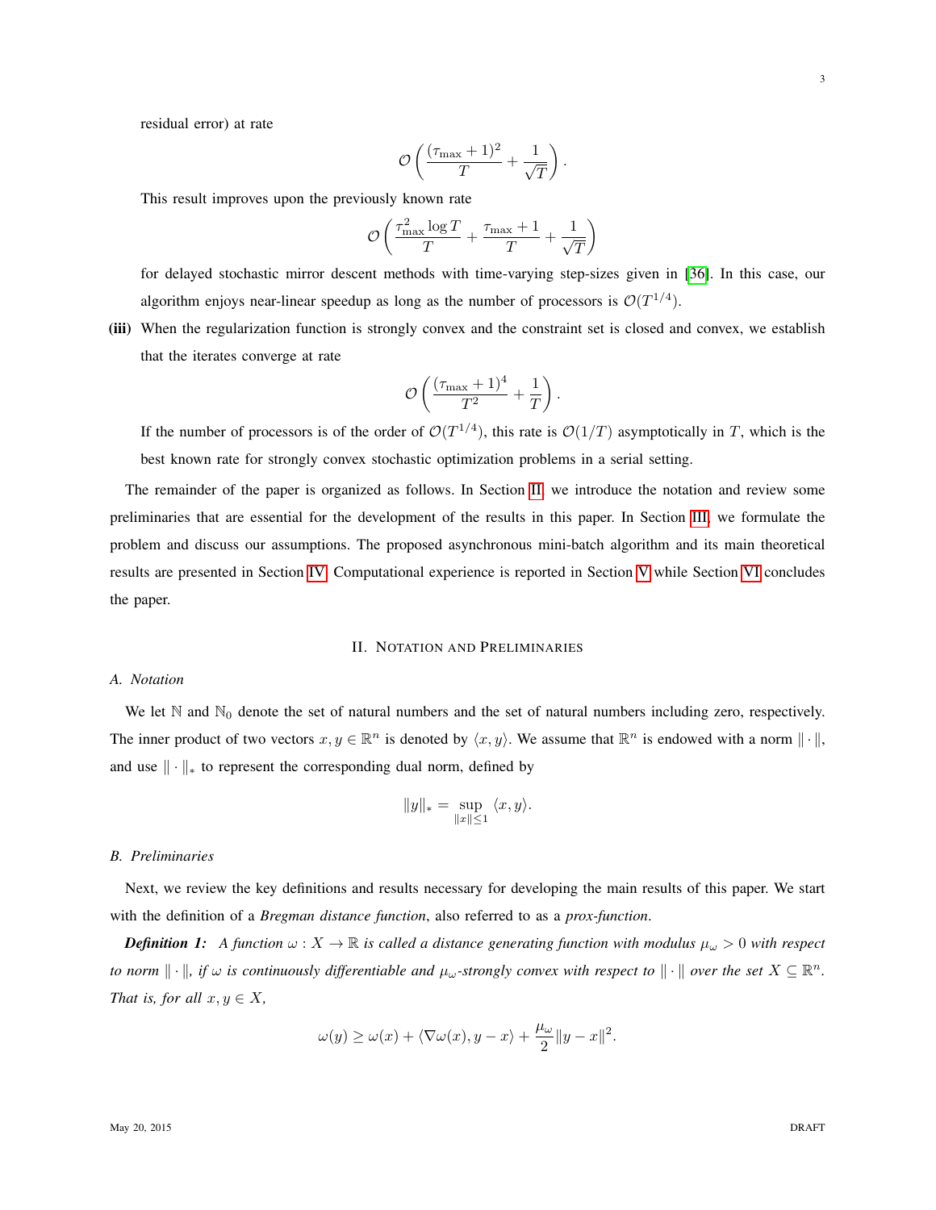residual error) at rate

$$\mathcal{O}\left(\frac{(\tau_{\max}+1)^2}{T}+\frac{1}{\sqrt{T}}\right).$$

This result improves upon the previously known rate

$$\mathcal{O}\left(\frac{\tau_{\max}^2 \log T}{T}+\frac{\tau_{\max}+1}{T}+\frac{1}{\sqrt{T}}\right)$$

for delayed stochastic mirror descent methods with time-varying step-sizes given in [36]. In this case, our algorithm enjoys near-linear speedup as long as the number of processors is $\mathcal{O}(T^{1/4})$.

**(iii)** When the regularization function is strongly convex and the constraint set is closed and convex, we establish that the iterates converge at rate

$$\mathcal{O}\left(\frac{(\tau_{\max}+1)^4}{T^2}+\frac{1}{T}\right).$$

If the number of processors is of the order of $\mathcal{O}(T^{1/4})$, this rate is $\mathcal{O}(1/T)$ asymptotically in $T$, which is the best known rate for strongly convex stochastic optimization problems in a serial setting.

The remainder of the paper is organized as follows. In Section II, we introduce the notation and review some preliminaries that are essential for the development of the results in this paper. In Section III, we formulate the problem and discuss our assumptions. The proposed asynchronous mini-batch algorithm and its main theoretical results are presented in Section IV. Computational experience is reported in Section V while Section VI concludes the paper.

## II. Notation and Preliminaries

### A. Notation

We let $\mathbb{N}$ and $\mathbb{N}_0$ denote the set of natural numbers and the set of natural numbers including zero, respectively. The inner product of two vectors $x, y \in \mathbb{R}^n$ is denoted by $\langle x, y\rangle$. We assume that $\mathbb{R}^n$ is endowed with a norm $\|\cdot\|$, and use $\|\cdot\|_*$ to represent the corresponding dual norm, defined by

$$\|y\|_* = \sup_{\|x\|\leq 1} \langle x, y\rangle.$$

### B. Preliminaries

Next, we review the key definitions and results necessary for developing the main results of this paper. We start with the definition of a *Bregman distance function*, also referred to as a *prox-function*.

***Definition 1:*** *A function $\omega : X \to \mathbb{R}$ is called a distance generating function with modulus $\mu_\omega > 0$ with respect to norm $\|\cdot\|$, if $\omega$ is continuously differentiable and $\mu_\omega$-strongly convex with respect to $\|\cdot\|$ over the set $X \subseteq \mathbb{R}^n$. That is, for all $x, y \in X$,*

$$\omega(y) \geq \omega(x) + \langle \nabla\omega(x), y - x\rangle + \frac{\mu_\omega}{2}\|y - x\|^2.$$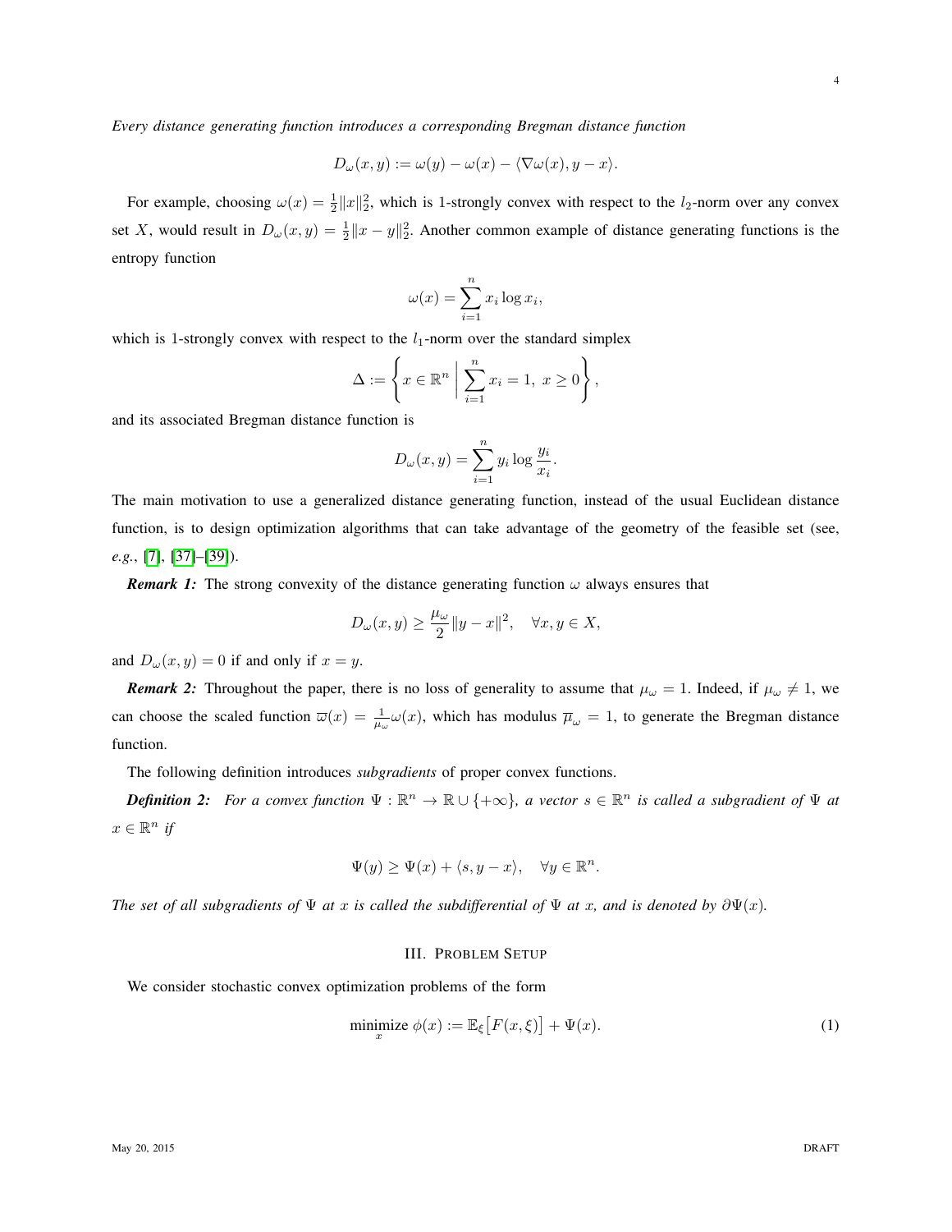*Every distance generating function introduces a corresponding Bregman distance function*

$$D_\omega(x, y) := \omega(y) - \omega(x) - \langle \nabla \omega(x), y - x \rangle.$$

For example, choosing $\omega(x) = \frac{1}{2}\|x\|_2^2$, which is 1-strongly convex with respect to the $l_2$-norm over any convex set $X$, would result in $D_\omega(x, y) = \frac{1}{2}\|x - y\|_2^2$. Another common example of distance generating functions is the entropy function

$$\omega(x) = \sum_{i=1}^{n} x_i \log x_i,$$

which is 1-strongly convex with respect to the $l_1$-norm over the standard simplex

$$\Delta := \left\{ x \in \mathbb{R}^n \;\middle|\; \sum_{i=1}^{n} x_i = 1,\ x \geq 0 \right\},$$

and its associated Bregman distance function is

$$D_\omega(x, y) = \sum_{i=1}^{n} y_i \log \frac{y_i}{x_i}.$$

The main motivation to use a generalized distance generating function, instead of the usual Euclidean distance function, is to design optimization algorithms that can take advantage of the geometry of the feasible set (see, *e.g.*, [7], [37]–[39]).

***Remark 1:*** The strong convexity of the distance generating function $\omega$ always ensures that

$$D_\omega(x, y) \geq \frac{\mu_\omega}{2}\|y - x\|^2, \quad \forall x, y \in X,$$

and $D_\omega(x, y) = 0$ if and only if $x = y$.

***Remark 2:*** Throughout the paper, there is no loss of generality to assume that $\mu_\omega = 1$. Indeed, if $\mu_\omega \neq 1$, we can choose the scaled function $\overline{\omega}(x) = \frac{1}{\mu_\omega}\omega(x)$, which has modulus $\overline{\mu}_\omega = 1$, to generate the Bregman distance function.

The following definition introduces *subgradients* of proper convex functions.

***Definition 2:*** *For a convex function $\Psi : \mathbb{R}^n \to \mathbb{R} \cup \{+\infty\}$, a vector $s \in \mathbb{R}^n$ is called a subgradient of $\Psi$ at $x \in \mathbb{R}^n$ if*

$$\Psi(y) \geq \Psi(x) + \langle s, y - x \rangle, \quad \forall y \in \mathbb{R}^n.$$

*The set of all subgradients of $\Psi$ at $x$ is called the subdifferential of $\Psi$ at $x$, and is denoted by $\partial \Psi(x)$.*

## III. Problem Setup

We consider stochastic convex optimization problems of the form

$$\underset{x}{\text{minimize}}\ \phi(x) := \mathbb{E}_\xi\big[F(x, \xi)\big] + \Psi(x). \tag{1}$$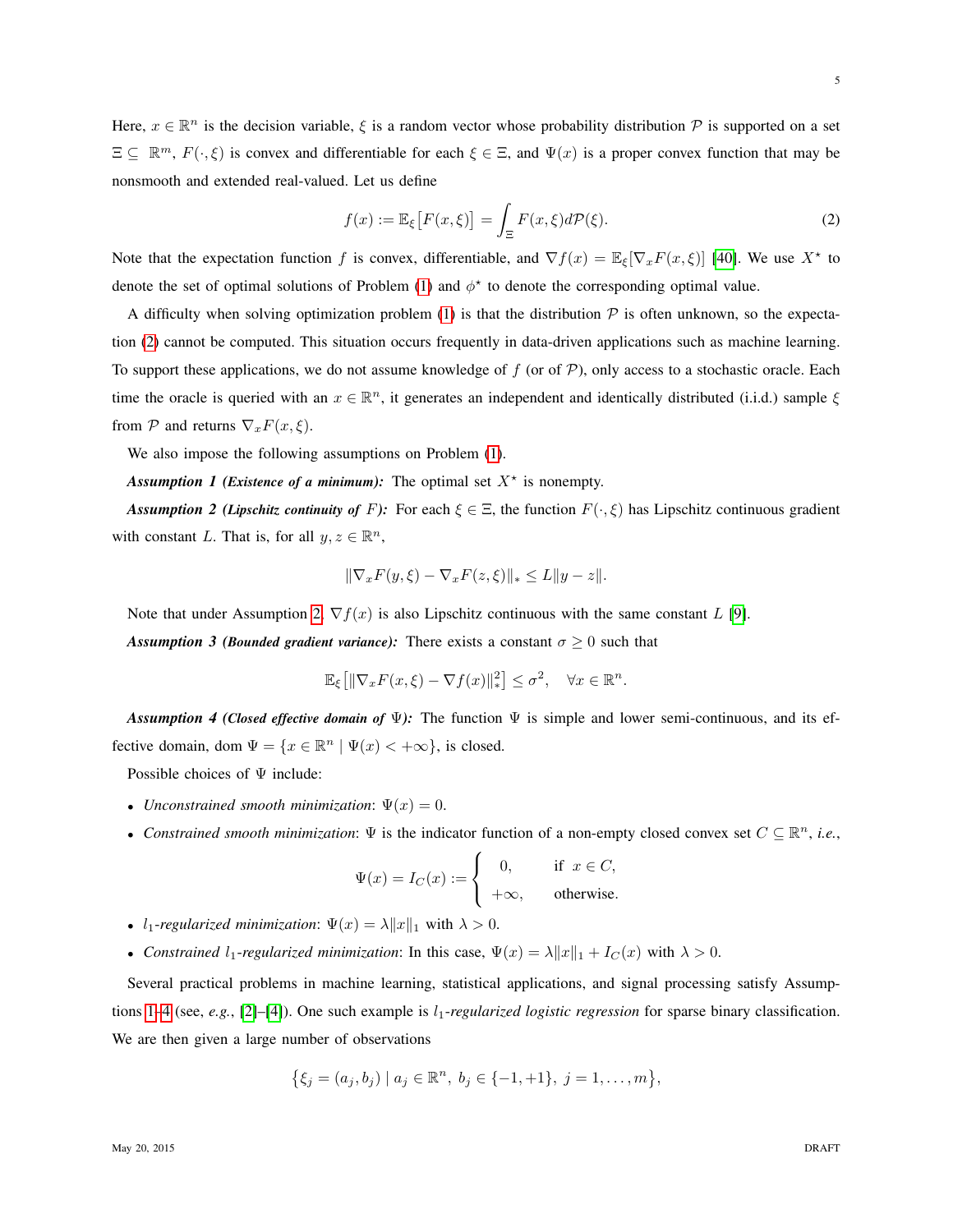Here, $x \in \mathbb{R}^n$ is the decision variable, $\xi$ is a random vector whose probability distribution $\mathcal{P}$ is supported on a set $\Xi \subseteq \mathbb{R}^m$, $F(\cdot, \xi)$ is convex and differentiable for each $\xi \in \Xi$, and $\Psi(x)$ is a proper convex function that may be nonsmooth and extended real-valued. Let us define

$$f(x) := \mathbb{E}_\xi\big[F(x,\xi)\big] = \int_\Xi F(x,\xi) d\mathcal{P}(\xi). \tag{2}$$

Note that the expectation function $f$ is convex, differentiable, and $\nabla f(x) = \mathbb{E}_\xi[\nabla_x F(x,\xi)]$ [40]. We use $X^\star$ to denote the set of optimal solutions of Problem (1) and $\phi^\star$ to denote the corresponding optimal value.

A difficulty when solving optimization problem (1) is that the distribution $\mathcal{P}$ is often unknown, so the expectation (2) cannot be computed. This situation occurs frequently in data-driven applications such as machine learning. To support these applications, we do not assume knowledge of $f$ (or of $\mathcal{P}$), only access to a stochastic oracle. Each time the oracle is queried with an $x \in \mathbb{R}^n$, it generates an independent and identically distributed (i.i.d.) sample $\xi$ from $\mathcal{P}$ and returns $\nabla_x F(x,\xi)$.

We also impose the following assumptions on Problem (1).

***Assumption 1 (Existence of a minimum):*** The optimal set $X^\star$ is nonempty.

***Assumption 2 (Lipschitz continuity of $F$):*** For each $\xi \in \Xi$, the function $F(\cdot,\xi)$ has Lipschitz continuous gradient with constant $L$. That is, for all $y, z \in \mathbb{R}^n$,

$$\|\nabla_x F(y,\xi) - \nabla_x F(z,\xi)\|_* \leq L\|y - z\|.$$

Note that under Assumption 2, $\nabla f(x)$ is also Lipschitz continuous with the same constant $L$ [9].

***Assumption 3 (Bounded gradient variance):*** There exists a constant $\sigma \geq 0$ such that

$$\mathbb{E}_\xi\big[\|\nabla_x F(x,\xi) - \nabla f(x)\|_*^2\big] \leq \sigma^2, \quad \forall x \in \mathbb{R}^n.$$

***Assumption 4 (Closed effective domain of $\Psi$):*** The function $\Psi$ is simple and lower semi-continuous, and its effective domain, $\operatorname{dom} \Psi = \{x \in \mathbb{R}^n \mid \Psi(x) < +\infty\}$, is closed.

Possible choices of $\Psi$ include:

- *Unconstrained smooth minimization*: $\Psi(x) = 0$.
- *Constrained smooth minimization*: $\Psi$ is the indicator function of a non-empty closed convex set $C \subseteq \mathbb{R}^n$, *i.e.*,

$$\Psi(x) = I_C(x) := \begin{cases} 0, & \text{if } x \in C, \\ +\infty, & \text{otherwise.} \end{cases}$$

- *$l_1$-regularized minimization*: $\Psi(x) = \lambda\|x\|_1$ with $\lambda > 0$.
- *Constrained $l_1$-regularized minimization*: In this case, $\Psi(x) = \lambda\|x\|_1 + I_C(x)$ with $\lambda > 0$.

Several practical problems in machine learning, statistical applications, and signal processing satisfy Assumptions 1–4 (see, *e.g.*, [2]–[4]). One such example is *$l_1$-regularized logistic regression* for sparse binary classification. We are then given a large number of observations

$$\big\{\xi_j = (a_j, b_j) \mid a_j \in \mathbb{R}^n,\ b_j \in \{-1, +1\},\ j = 1, \ldots, m\big\},$$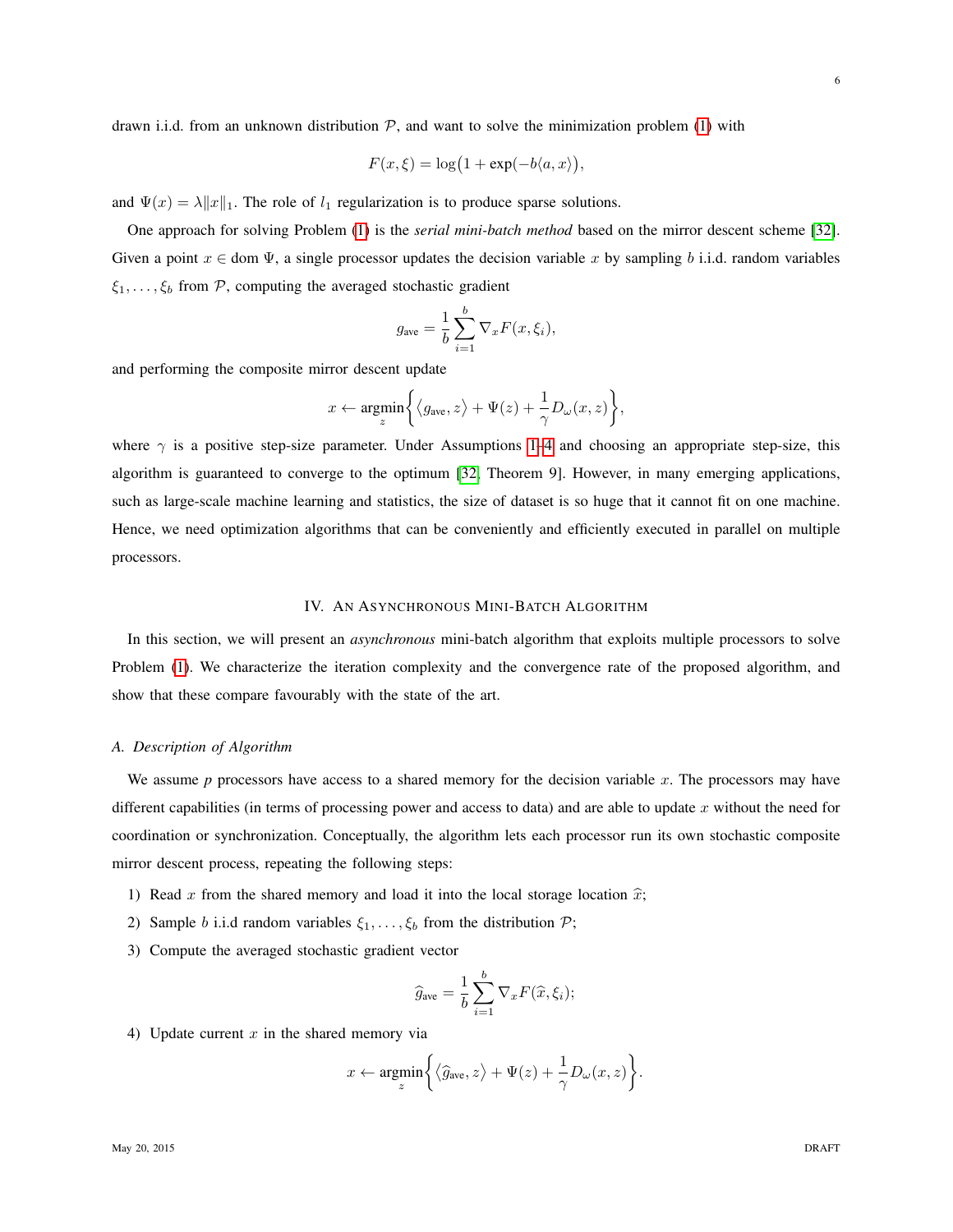drawn i.i.d. from an unknown distribution $\mathcal{P}$, and want to solve the minimization problem (1) with

$$F(x, \xi) = \log\bigl(1 + \exp(-b\langle a, x\rangle\bigr),$$

and $\Psi(x) = \lambda\|x\|_1$. The role of $l_1$ regularization is to produce sparse solutions.

One approach for solving Problem (1) is the *serial mini-batch method* based on the mirror descent scheme [32]. Given a point $x \in \operatorname{dom} \Psi$, a single processor updates the decision variable $x$ by sampling $b$ i.i.d. random variables $\xi_1, \ldots, \xi_b$ from $\mathcal{P}$, computing the averaged stochastic gradient

$$g_{\text{ave}} = \frac{1}{b}\sum_{i=1}^{b} \nabla_x F(x, \xi_i),$$

and performing the composite mirror descent update

$$x \leftarrow \operatorname*{argmin}_z \biggl\{ \bigl\langle g_{\text{ave}}, z \bigr\rangle + \Psi(z) + \frac{1}{\gamma} D_\omega(x, z) \biggr\},$$

where $\gamma$ is a positive step-size parameter. Under Assumptions 1–4 and choosing an appropriate step-size, this algorithm is guaranteed to converge to the optimum [32, Theorem 9]. However, in many emerging applications, such as large-scale machine learning and statistics, the size of dataset is so huge that it cannot fit on one machine. Hence, we need optimization algorithms that can be conveniently and efficiently executed in parallel on multiple processors.

## IV. An Asynchronous Mini-Batch Algorithm

In this section, we will present an *asynchronous* mini-batch algorithm that exploits multiple processors to solve Problem (1). We characterize the iteration complexity and the convergence rate of the proposed algorithm, and show that these compare favourably with the state of the art.

### A. Description of Algorithm

We assume $p$ processors have access to a shared memory for the decision variable $x$. The processors may have different capabilities (in terms of processing power and access to data) and are able to update $x$ without the need for coordination or synchronization. Conceptually, the algorithm lets each processor run its own stochastic composite mirror descent process, repeating the following steps:

1) Read $x$ from the shared memory and load it into the local storage location $\widehat{x}$;
2) Sample $b$ i.i.d random variables $\xi_1, \ldots, \xi_b$ from the distribution $\mathcal{P}$;
3) Compute the averaged stochastic gradient vector

$$\widehat{g}_{\text{ave}} = \frac{1}{b}\sum_{i=1}^{b} \nabla_x F(\widehat{x}, \xi_i);$$

4) Update current $x$ in the shared memory via

$$x \leftarrow \operatorname*{argmin}_z \biggl\{ \bigl\langle \widehat{g}_{\text{ave}}, z \bigr\rangle + \Psi(z) + \frac{1}{\gamma} D_\omega(x, z) \biggr\}.$$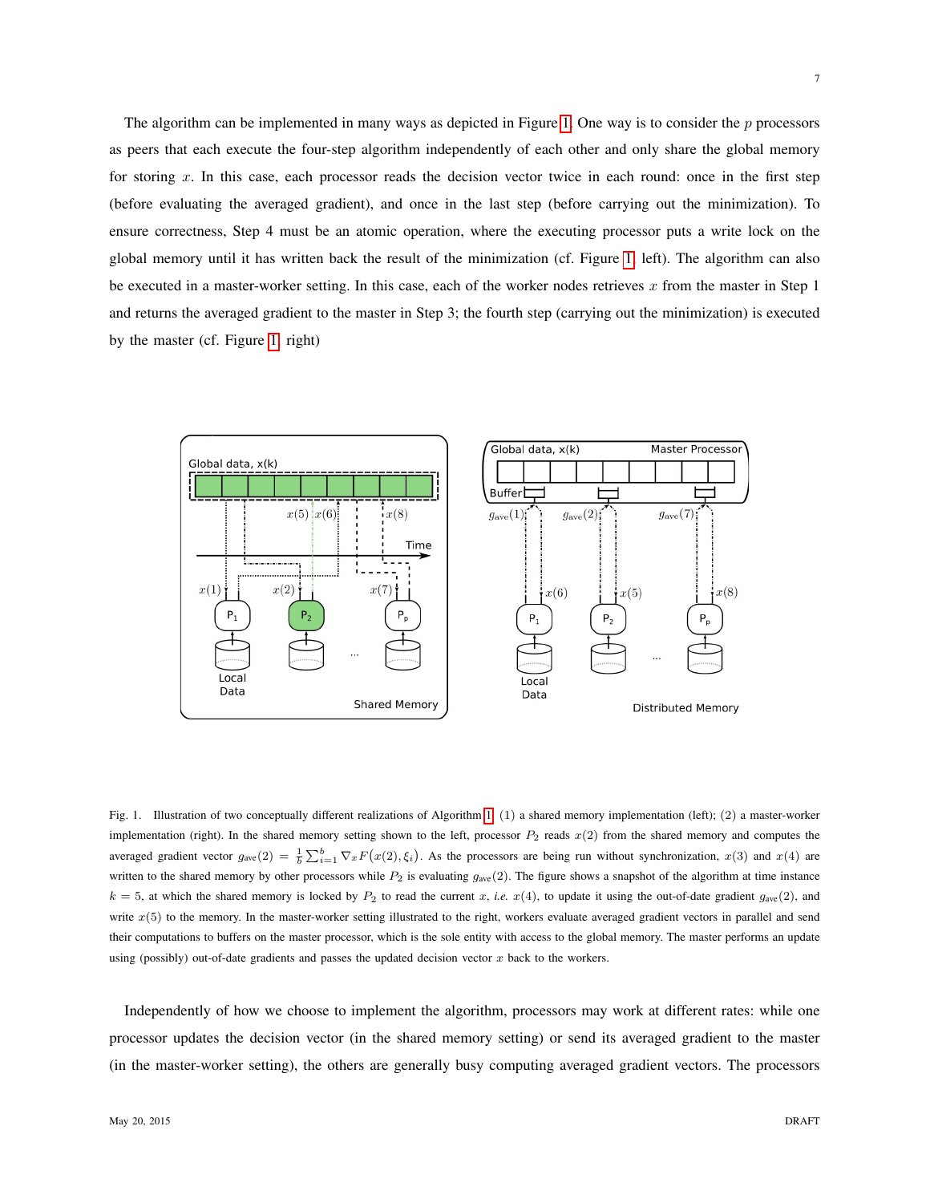The algorithm can be implemented in many ways as depicted in Figure 1. One way is to consider the $p$ processors as peers that each execute the four-step algorithm independently of each other and only share the global memory for storing $x$. In this case, each processor reads the decision vector twice in each round: once in the first step (before evaluating the averaged gradient), and once in the last step (before carrying out the minimization). To ensure correctness, Step 4 must be an atomic operation, where the executing processor puts a write lock on the global memory until it has written back the result of the minimization (cf. Figure 1, left). The algorithm can also be executed in a master-worker setting. In this case, each of the worker nodes retrieves $x$ from the master in Step 1 and returns the averaged gradient to the master in Step 3; the fourth step (carrying out the minimization) is executed by the master (cf. Figure 1, right)

Fig. 1. Illustration of two conceptually different realizations of Algorithm 1: (1) a shared memory implementation (left); (2) a master-worker implementation (right). In the shared memory setting shown to the left, processor $P_2$ reads $x(2)$ from the shared memory and computes the averaged gradient vector $g_{\text{ave}}(2) = \frac{1}{b}\sum_{i=1}^{b} \nabla_x F\big(x(2), \xi_i\big)$. As the processors are being run without synchronization, $x(3)$ and $x(4)$ are written to the shared memory by other processors while $P_2$ is evaluating $g_{\text{ave}}(2)$. The figure shows a snapshot of the algorithm at time instance $k = 5$, at which the shared memory is locked by $P_2$ to read the current $x$, *i.e.* $x(4)$, to update it using the out-of-date gradient $g_{\text{ave}}(2)$, and write $x(5)$ to the memory. In the master-worker setting illustrated to the right, workers evaluate averaged gradient vectors in parallel and send their computations to buffers on the master processor, which is the sole entity with access to the global memory. The master performs an update using (possibly) out-of-date gradients and passes the updated decision vector $x$ back to the workers.

Independently of how we choose to implement the algorithm, processors may work at different rates: while one processor updates the decision vector (in the shared memory setting) or send its averaged gradient to the master (in the master-worker setting), the others are generally busy computing averaged gradient vectors. The processors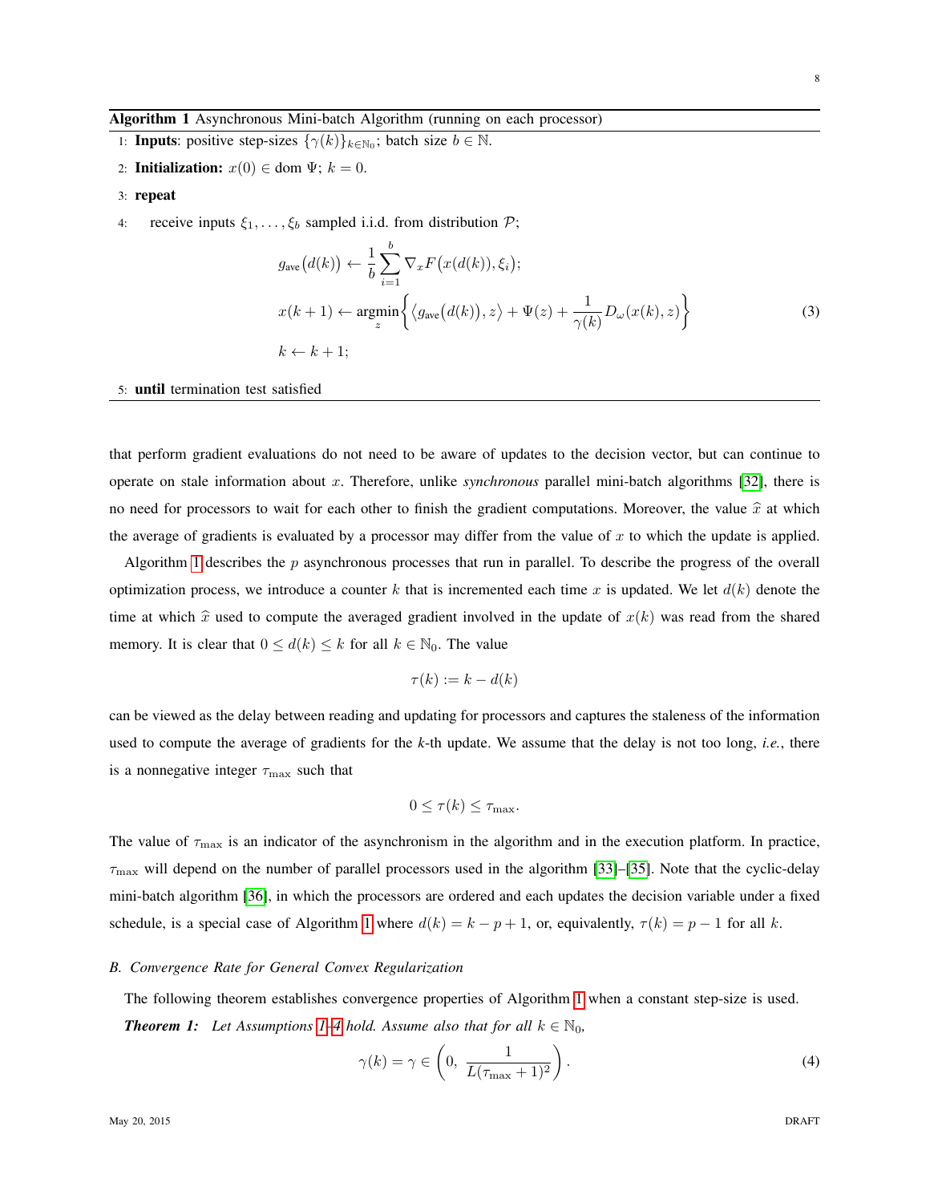**Algorithm 1** Asynchronous Mini-batch Algorithm (running on each processor)

1: **Inputs**: positive step-sizes $\{\gamma(k)\}_{k\in\mathbb{N}_0}$; batch size $b \in \mathbb{N}$.

2: **Initialization:** $x(0) \in \text{dom}\, \Psi$; $k = 0$.

3: **repeat**

4: receive inputs $\xi_1, \dots, \xi_b$ sampled i.i.d. from distribution $\mathcal{P}$;

$$g_{\text{ave}}\big(d(k)\big) \leftarrow \frac{1}{b}\sum_{i=1}^{b} \nabla_x F\big(x(d(k)), \xi_i\big);$$

$$x(k+1) \leftarrow \underset{z}{\text{argmin}}\left\{ \big\langle g_{\text{ave}}\big(d(k)\big), z\big\rangle + \Psi(z) + \frac{1}{\gamma(k)} D_\omega(x(k), z)\right\} \tag{3}$$

$$k \leftarrow k+1;$$

5: **until** termination test satisfied

that perform gradient evaluations do not need to be aware of updates to the decision vector, but can continue to operate on stale information about $x$. Therefore, unlike *synchronous* parallel mini-batch algorithms [32], there is no need for processors to wait for each other to finish the gradient computations. Moreover, the value $\widehat{x}$ at which the average of gradients is evaluated by a processor may differ from the value of $x$ to which the update is applied.

Algorithm 1 describes the $p$ asynchronous processes that run in parallel. To describe the progress of the overall optimization process, we introduce a counter $k$ that is incremented each time $x$ is updated. We let $d(k)$ denote the time at which $\widehat{x}$ used to compute the averaged gradient involved in the update of $x(k)$ was read from the shared memory. It is clear that $0 \le d(k) \le k$ for all $k \in \mathbb{N}_0$. The value

$$\tau(k) := k - d(k)$$

can be viewed as the delay between reading and updating for processors and captures the staleness of the information used to compute the average of gradients for the $k$-th update. We assume that the delay is not too long, *i.e.*, there is a nonnegative integer $\tau_{\max}$ such that

$$0 \le \tau(k) \le \tau_{\max}.$$

The value of $\tau_{\max}$ is an indicator of the asynchronism in the algorithm and in the execution platform. In practice, $\tau_{\max}$ will depend on the number of parallel processors used in the algorithm [33]–[35]. Note that the cyclic-delay mini-batch algorithm [36], in which the processors are ordered and each updates the decision variable under a fixed schedule, is a special case of Algorithm 1 where $d(k) = k - p + 1$, or, equivalently, $\tau(k) = p - 1$ for all $k$.

### B. Convergence Rate for General Convex Regularization

The following theorem establishes convergence properties of Algorithm 1 when a constant step-size is used.

***Theorem 1:*** *Let Assumptions 1–4 hold. Assume also that for all $k \in \mathbb{N}_0$,*

$$\gamma(k) = \gamma \in \left(0,\ \frac{1}{L(\tau_{\max}+1)^2}\right). \tag{4}$$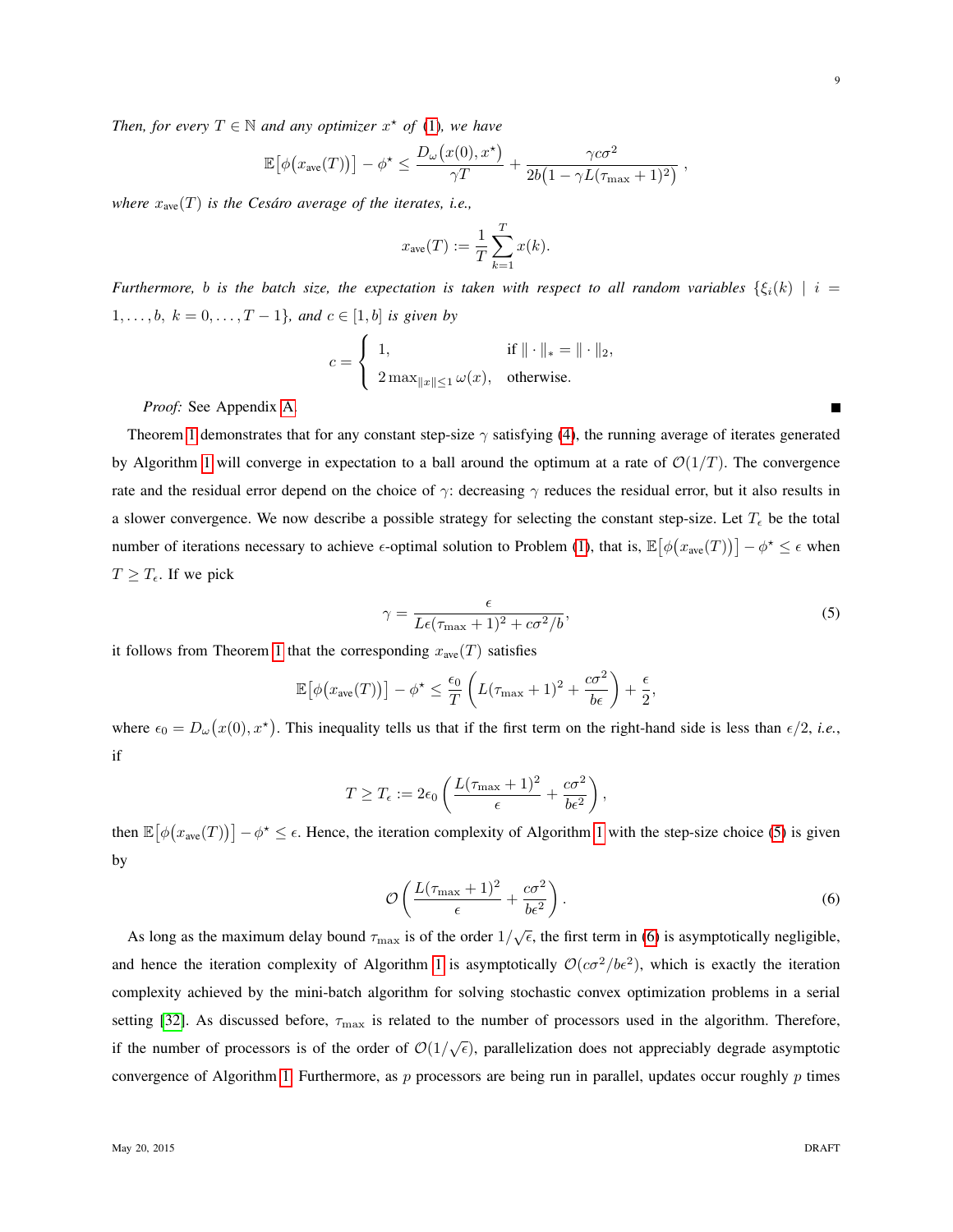*Then, for every $T \in \mathbb{N}$ and any optimizer $x^\star$ of (1), we have*

$$\mathbb{E}\big[\phi\big(x_{\text{ave}}(T)\big)\big] - \phi^\star \leq \frac{D_\omega\big(x(0), x^\star\big)}{\gamma T} + \frac{\gamma c \sigma^2}{2b\big(1 - \gamma L(\tau_{\max} + 1)^2\big)},$$

*where $x_{\text{ave}}(T)$ is the Cesáro average of the iterates, i.e.,*

$$x_{\text{ave}}(T) := \frac{1}{T}\sum_{k=1}^{T} x(k).$$

*Furthermore, $b$ is the batch size, the expectation is taken with respect to all random variables $\{\xi_i(k) \mid i = 1, \ldots, b,\ k = 0, \ldots, T-1\}$, and $c \in [1, b]$ is given by*

$$c = \begin{cases} 1, & \text{if } \|\cdot\|_* = \|\cdot\|_2, \\ 2\max_{\|x\| \leq 1} \omega(x), & \text{otherwise.} \end{cases}$$

*Proof:* See Appendix A. ∎

Theorem 1 demonstrates that for any constant step-size $\gamma$ satisfying (4), the running average of iterates generated by Algorithm 1 will converge in expectation to a ball around the optimum at a rate of $\mathcal{O}(1/T)$. The convergence rate and the residual error depend on the choice of $\gamma$: decreasing $\gamma$ reduces the residual error, but it also results in a slower convergence. We now describe a possible strategy for selecting the constant step-size. Let $T_\epsilon$ be the total number of iterations necessary to achieve $\epsilon$-optimal solution to Problem (1), that is, $\mathbb{E}\big[\phi\big(x_{\text{ave}}(T)\big)\big] - \phi^\star \leq \epsilon$ when $T \geq T_\epsilon$. If we pick

$$\gamma = \frac{\epsilon}{L\epsilon(\tau_{\max}+1)^2 + c\sigma^2/b}, \tag{5}$$

it follows from Theorem 1 that the corresponding $x_{\text{ave}}(T)$ satisfies

$$\mathbb{E}\big[\phi\big(x_{\text{ave}}(T)\big)\big] - \phi^\star \leq \frac{\epsilon_0}{T}\left(L(\tau_{\max}+1)^2 + \frac{c\sigma^2}{b\epsilon}\right) + \frac{\epsilon}{2},$$

where $\epsilon_0 = D_\omega\big(x(0), x^\star\big)$. This inequality tells us that if the first term on the right-hand side is less than $\epsilon/2$, *i.e.*, if

$$T \geq T_\epsilon := 2\epsilon_0\left(\frac{L(\tau_{\max}+1)^2}{\epsilon} + \frac{c\sigma^2}{b\epsilon^2}\right),$$

then $\mathbb{E}\big[\phi\big(x_{\text{ave}}(T)\big)\big] - \phi^\star \leq \epsilon$. Hence, the iteration complexity of Algorithm 1 with the step-size choice (5) is given by

$$\mathcal{O}\left(\frac{L(\tau_{\max}+1)^2}{\epsilon} + \frac{c\sigma^2}{b\epsilon^2}\right). \tag{6}$$

As long as the maximum delay bound $\tau_{\max}$ is of the order $1/\sqrt{\epsilon}$, the first term in (6) is asymptotically negligible, and hence the iteration complexity of Algorithm 1 is asymptotically $\mathcal{O}(c\sigma^2/b\epsilon^2)$, which is exactly the iteration complexity achieved by the mini-batch algorithm for solving stochastic convex optimization problems in a serial setting [32]. As discussed before, $\tau_{\max}$ is related to the number of processors used in the algorithm. Therefore, if the number of processors is of the order of $\mathcal{O}(1/\sqrt{\epsilon})$, parallelization does not appreciably degrade asymptotic convergence of Algorithm 1. Furthermore, as $p$ processors are being run in parallel, updates occur roughly $p$ times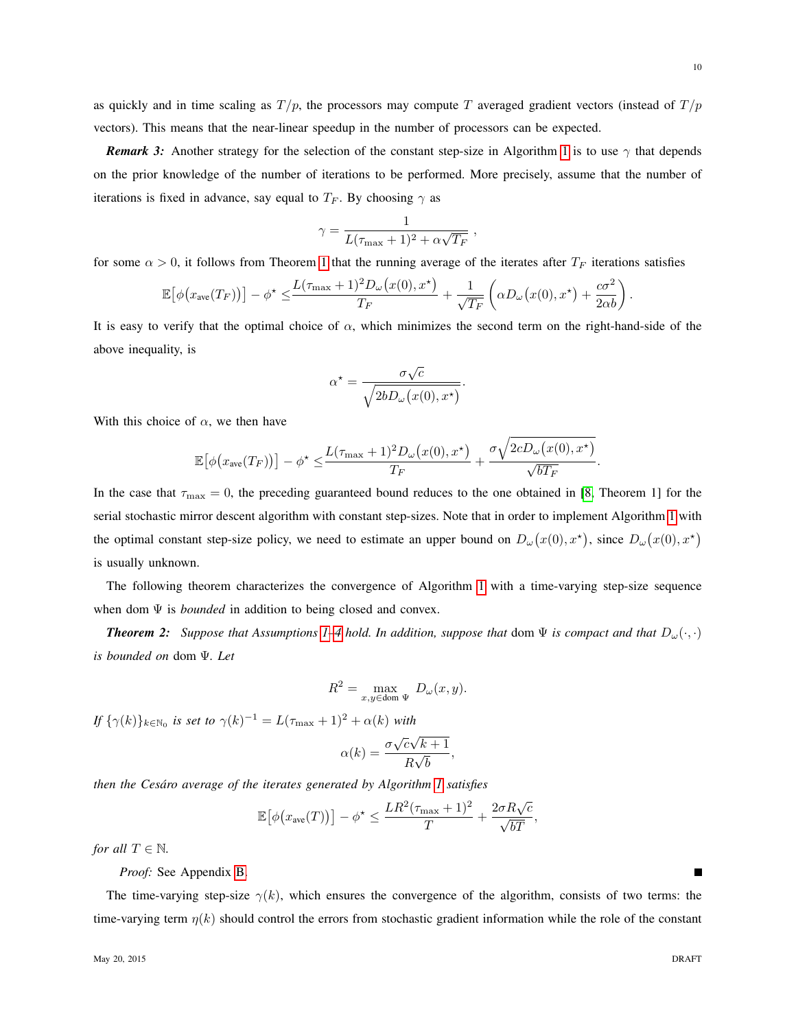as quickly and in time scaling as $T/p$, the processors may compute $T$ averaged gradient vectors (instead of $T/p$ vectors). This means that the near-linear speedup in the number of processors can be expected.

***Remark 3:*** Another strategy for the selection of the constant step-size in Algorithm 1 is to use $\gamma$ that depends on the prior knowledge of the number of iterations to be performed. More precisely, assume that the number of iterations is fixed in advance, say equal to $T_F$. By choosing $\gamma$ as

$$\gamma = \frac{1}{L(\tau_{\max}+1)^2 + \alpha\sqrt{T_F}} \ ,$$

for some $\alpha > 0$, it follows from Theorem 1 that the running average of the iterates after $T_F$ iterations satisfies

$$\mathbb{E}\big[\phi\big(x_{\text{ave}}(T_F)\big)\big] - \phi^\star \leq \frac{L(\tau_{\max}+1)^2 D_\omega\big(x(0),x^\star\big)}{T_F} + \frac{1}{\sqrt{T_F}}\left(\alpha D_\omega\big(x(0),x^\star\big) + \frac{c\sigma^2}{2\alpha b}\right).$$

It is easy to verify that the optimal choice of $\alpha$, which minimizes the second term on the right-hand-side of the above inequality, is

$$\alpha^\star = \frac{\sigma\sqrt{c}}{\sqrt{2bD_\omega\big(x(0),x^\star\big)}}.$$

With this choice of $\alpha$, we then have

$$\mathbb{E}\big[\phi\big(x_{\text{ave}}(T_F)\big)\big] - \phi^\star \leq \frac{L(\tau_{\max}+1)^2 D_\omega\big(x(0),x^\star\big)}{T_F} + \frac{\sigma\sqrt{2cD_\omega\big(x(0),x^\star\big)}}{\sqrt{bT_F}}.$$

In the case that $\tau_{\max} = 0$, the preceding guaranteed bound reduces to the one obtained in [8, Theorem 1] for the serial stochastic mirror descent algorithm with constant step-sizes. Note that in order to implement Algorithm 1 with the optimal constant step-size policy, we need to estimate an upper bound on $D_\omega\big(x(0),x^\star\big)$, since $D_\omega\big(x(0),x^\star\big)$ is usually unknown.

The following theorem characterizes the convergence of Algorithm 1 with a time-varying step-size sequence when dom $\Psi$ is *bounded* in addition to being closed and convex.

***Theorem 2:*** *Suppose that Assumptions 1–4 hold. In addition, suppose that* dom $\Psi$ *is compact and that* $D_\omega(\cdot,\cdot)$ *is bounded on* dom $\Psi$. *Let*

$$R^2 = \max_{x,y\in \text{dom }\Psi} D_\omega(x,y).$$

*If* $\{\gamma(k)\}_{k\in\mathbb{N}_0}$ *is set to* $\gamma(k)^{-1} = L(\tau_{\max}+1)^2 + \alpha(k)$ *with*

$$\alpha(k) = \frac{\sigma\sqrt{c}\sqrt{k+1}}{R\sqrt{b}},$$

*then the Cesáro average of the iterates generated by Algorithm 1 satisfies*

$$\mathbb{E}\big[\phi\big(x_{\text{ave}}(T)\big)\big] - \phi^\star \leq \frac{LR^2(\tau_{\max}+1)^2}{T} + \frac{2\sigma R\sqrt{c}}{\sqrt{bT}},$$

*for all* $T \in \mathbb{N}$.

*Proof:* See Appendix B. ■

The time-varying step-size $\gamma(k)$, which ensures the convergence of the algorithm, consists of two terms: the time-varying term $\eta(k)$ should control the errors from stochastic gradient information while the role of the constant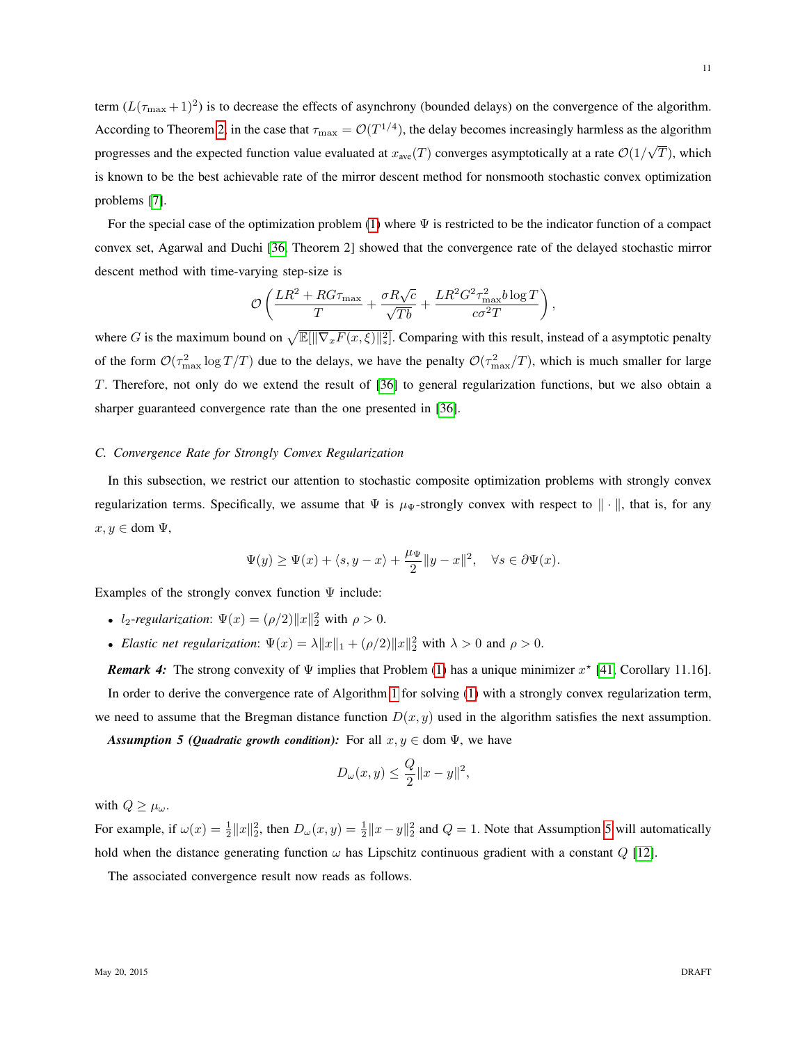term ($L(\tau_{\max}+1)^2$) is to decrease the effects of asynchrony (bounded delays) on the convergence of the algorithm. According to Theorem 2, in the case that $\tau_{\max} = \mathcal{O}(T^{1/4})$, the delay becomes increasingly harmless as the algorithm progresses and the expected function value evaluated at $x_{\text{ave}}(T)$ converges asymptotically at a rate $\mathcal{O}(1/\sqrt{T})$, which is known to be the best achievable rate of the mirror descent method for nonsmooth stochastic convex optimization problems [7].

For the special case of the optimization problem (1) where $\Psi$ is restricted to be the indicator function of a compact convex set, Agarwal and Duchi [36, Theorem 2] showed that the convergence rate of the delayed stochastic mirror descent method with time-varying step-size is

$$\mathcal{O}\left(\frac{LR^2 + RG\tau_{\max}}{T} + \frac{\sigma R\sqrt{c}}{\sqrt{Tb}} + \frac{LR^2G^2\tau_{\max}^2 b\log T}{c\sigma^2 T}\right),$$

where $G$ is the maximum bound on $\sqrt{\mathbb{E}[\|\nabla_x F(x,\xi)\|_*^2]}$. Comparing with this result, instead of a asymptotic penalty of the form $\mathcal{O}(\tau_{\max}^2 \log T/T)$ due to the delays, we have the penalty $\mathcal{O}(\tau_{\max}^2/T)$, which is much smaller for large $T$. Therefore, not only do we extend the result of [36] to general regularization functions, but we also obtain a sharper guaranteed convergence rate than the one presented in [36].

### C. Convergence Rate for Strongly Convex Regularization

In this subsection, we restrict our attention to stochastic composite optimization problems with strongly convex regularization terms. Specifically, we assume that $\Psi$ is $\mu_\Psi$-strongly convex with respect to $\|\cdot\|$, that is, for any $x, y \in \text{dom}\,\Psi$,

$$\Psi(y) \geq \Psi(x) + \langle s, y - x\rangle + \frac{\mu_\Psi}{2}\|y - x\|^2, \quad \forall s \in \partial\Psi(x).$$

Examples of the strongly convex function $\Psi$ include:

- *$l_2$-regularization*: $\Psi(x) = (\rho/2)\|x\|_2^2$ with $\rho > 0$.
- *Elastic net regularization*: $\Psi(x) = \lambda\|x\|_1 + (\rho/2)\|x\|_2^2$ with $\lambda > 0$ and $\rho > 0$.

***Remark 4:*** The strong convexity of $\Psi$ implies that Problem (1) has a unique minimizer $x^\star$ [41, Corollary 11.16].

In order to derive the convergence rate of Algorithm 1 for solving (1) with a strongly convex regularization term, we need to assume that the Bregman distance function $D(x, y)$ used in the algorithm satisfies the next assumption.

***Assumption 5 (Quadratic growth condition):*** For all $x, y \in \text{dom}\,\Psi$, we have

$$D_\omega(x, y) \leq \frac{Q}{2}\|x - y\|^2,$$

with $Q \geq \mu_\omega$.

For example, if $\omega(x) = \frac{1}{2}\|x\|_2^2$, then $D_\omega(x, y) = \frac{1}{2}\|x - y\|_2^2$ and $Q = 1$. Note that Assumption 5 will automatically hold when the distance generating function $\omega$ has Lipschitz continuous gradient with a constant $Q$ [12].

The associated convergence result now reads as follows.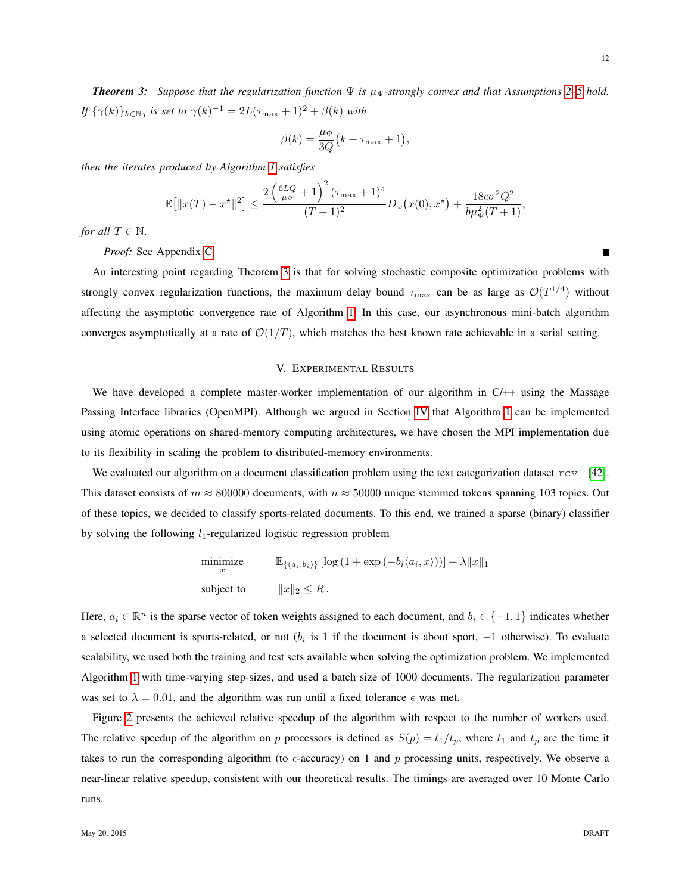***Theorem 3:*** *Suppose that the regularization function $\Psi$ is $\mu_\Psi$-strongly convex and that Assumptions 2–5 hold. If $\{\gamma(k)\}_{k\in\mathbb{N}_0}$ is set to $\gamma(k)^{-1} = 2L(\tau_{\max}+1)^2 + \beta(k)$ with*

$$\beta(k) = \frac{\mu_\Psi}{3Q}\big(k + \tau_{\max} + 1\big),$$

*then the iterates produced by Algorithm 1 satisfies*

$$\mathbb{E}\big[\|x(T) - x^\star\|^2\big] \leq \frac{2\left(\frac{6LQ}{\mu_\Psi}+1\right)^2 (\tau_{\max}+1)^4}{(T+1)^2} D_\omega\big(x(0), x^\star\big) + \frac{18c\sigma^2 Q^2}{b\mu_\Psi^2 (T+1)},$$

*for all $T \in \mathbb{N}$.*

*Proof:* See Appendix C. ■

An interesting point regarding Theorem 3 is that for solving stochastic composite optimization problems with strongly convex regularization functions, the maximum delay bound $\tau_{\max}$ can be as large as $\mathcal{O}(T^{1/4})$ without affecting the asymptotic convergence rate of Algorithm 1. In this case, our asynchronous mini-batch algorithm converges asymptotically at a rate of $\mathcal{O}(1/T)$, which matches the best known rate achievable in a serial setting.

## V. Experimental Results

We have developed a complete master-worker implementation of our algorithm in C/++ using the Massage Passing Interface libraries (OpenMPI). Although we argued in Section IV that Algorithm 1 can be implemented using atomic operations on shared-memory computing architectures, we have chosen the MPI implementation due to its flexibility in scaling the problem to distributed-memory environments.

We evaluated our algorithm on a document classification problem using the text categorization dataset `rcv1` [42]. This dataset consists of $m \approx 800000$ documents, with $n \approx 50000$ unique stemmed tokens spanning 103 topics. Out of these topics, we decided to classify sports-related documents. To this end, we trained a sparse (binary) classifier by solving the following $l_1$-regularized logistic regression problem

$$\begin{aligned} \underset{x}{\text{minimize}} \qquad & \mathbb{E}_{\{(a_i,b_i)\}}\left[\log\left(1+\exp\left(-b_i\langle a_i, x\rangle\right)\right)\right] + \lambda\|x\|_1 \\ \text{subject to} \qquad & \|x\|_2 \leq R\,. \end{aligned}$$

Here, $a_i \in \mathbb{R}^n$ is the sparse vector of token weights assigned to each document, and $b_i \in \{-1, 1\}$ indicates whether a selected document is sports-related, or not ($b_i$ is 1 if the document is about sport, $-1$ otherwise). To evaluate scalability, we used both the training and test sets available when solving the optimization problem. We implemented Algorithm 1 with time-varying step-sizes, and used a batch size of 1000 documents. The regularization parameter was set to $\lambda = 0.01$, and the algorithm was run until a fixed tolerance $\epsilon$ was met.

Figure 2 presents the achieved relative speedup of the algorithm with respect to the number of workers used. The relative speedup of the algorithm on $p$ processors is defined as $S(p) = t_1/t_p$, where $t_1$ and $t_p$ are the time it takes to run the corresponding algorithm (to $\epsilon$-accuracy) on 1 and $p$ processing units, respectively. We observe a near-linear relative speedup, consistent with our theoretical results. The timings are averaged over 10 Monte Carlo runs.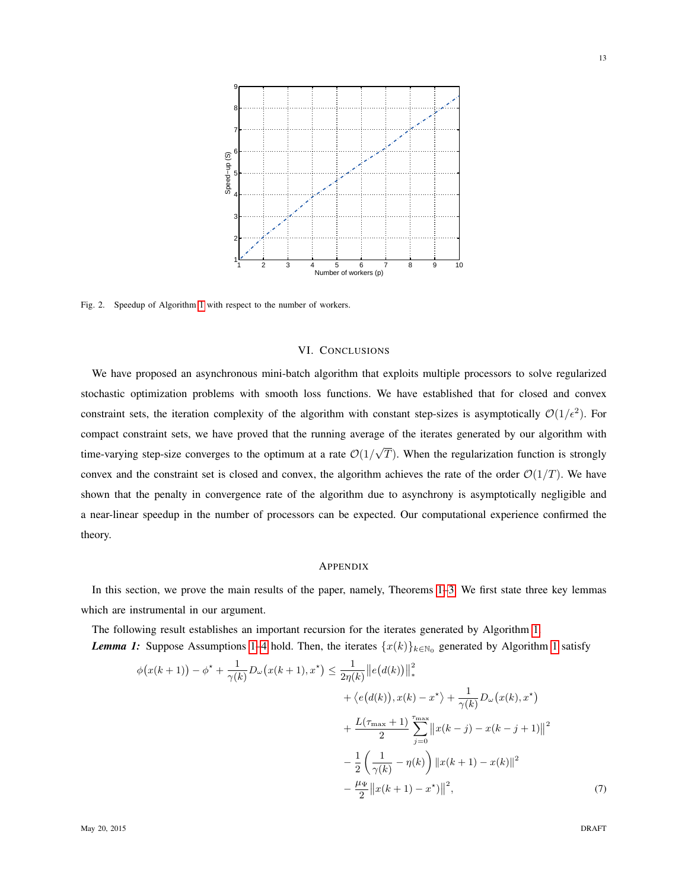Fig. 2. Speedup of Algorithm 1 with respect to the number of workers.

## VI. Conclusions

We have proposed an asynchronous mini-batch algorithm that exploits multiple processors to solve regularized stochastic optimization problems with smooth loss functions. We have established that for closed and convex constraint sets, the iteration complexity of the algorithm with constant step-sizes is asymptotically $\mathcal{O}(1/\epsilon^2)$. For compact constraint sets, we have proved that the running average of the iterates generated by our algorithm with time-varying step-size converges to the optimum at a rate $\mathcal{O}(1/\sqrt{T})$. When the regularization function is strongly convex and the constraint set is closed and convex, the algorithm achieves the rate of the order $\mathcal{O}(1/T)$. We have shown that the penalty in convergence rate of the algorithm due to asynchrony is asymptotically negligible and a near-linear speedup in the number of processors can be expected. Our computational experience confirmed the theory.

## Appendix

In this section, we prove the main results of the paper, namely, Theorems 1–3. We first state three key lemmas which are instrumental in our argument.

The following result establishes an important recursion for the iterates generated by Algorithm 1.

***Lemma 1:*** Suppose Assumptions 1–4 hold. Then, the iterates $\{x(k)\}_{k\in\mathbb{N}_0}$ generated by Algorithm 1 satisfy

$$
\begin{aligned}
\phi\big(x(k+1)\big) - \phi^\star + \frac{1}{\gamma(k)} D_\omega\big(x(k+1), x^\star\big) \leq\ & \frac{1}{2\eta(k)} \big\| e\big(d(k)\big)\big\|_*^2 \\
& + \big\langle e\big(d(k)\big), x(k) - x^\star \big\rangle + \frac{1}{\gamma(k)} D_\omega\big(x(k), x^\star\big) \\
& + \frac{L(\tau_{\max}+1)}{2} \sum_{j=0}^{\tau_{\max}} \big\| x(k-j) - x(k-j+1)\big\|^2 \\
& - \frac{1}{2}\left(\frac{1}{\gamma(k)} - \eta(k)\right) \|x(k+1) - x(k)\|^2 \\
& - \frac{\mu_\Psi}{2} \big\| x(k+1) - x^\star\big\|^2,
\end{aligned}
\tag{7}
$$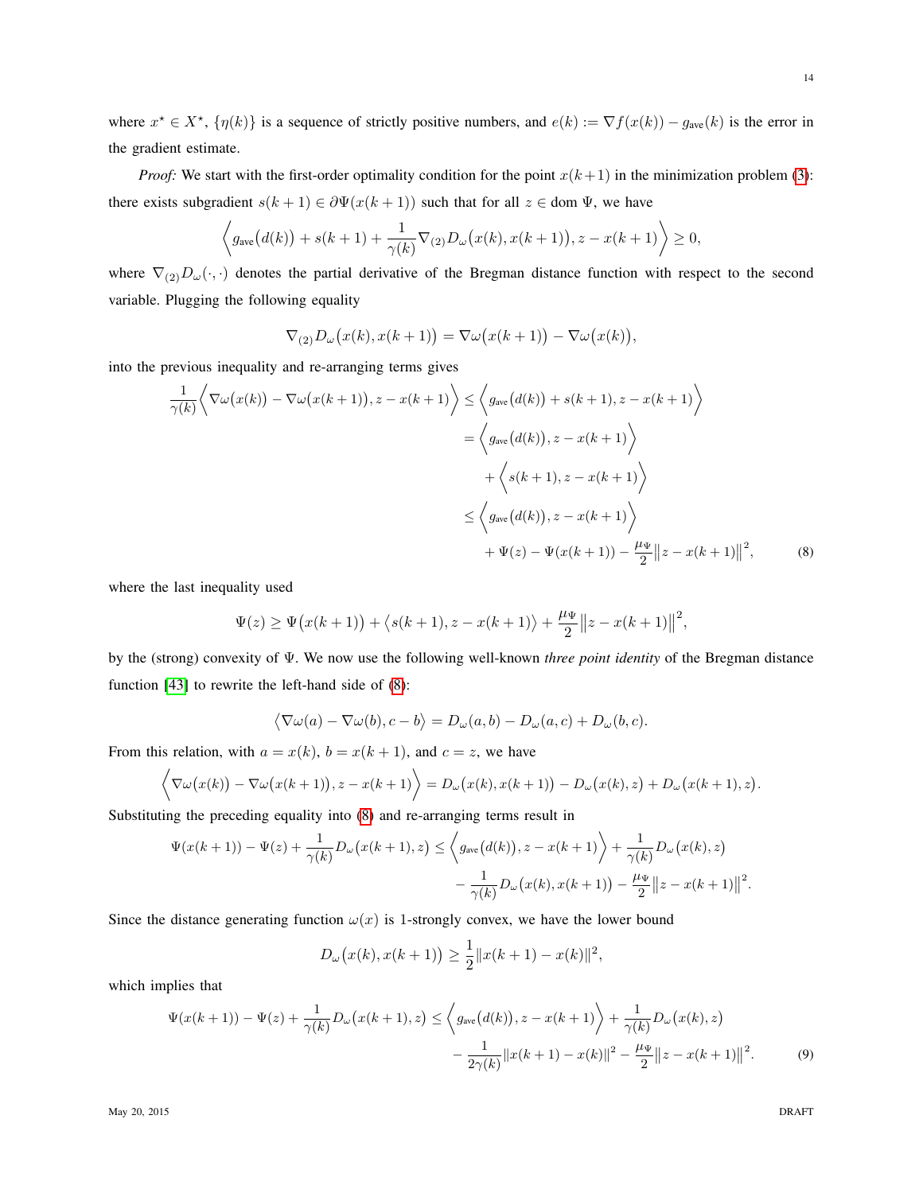where $x^\star \in X^\star$, $\{\eta(k)\}$ is a sequence of strictly positive numbers, and $e(k) := \nabla f(x(k)) - g_{\text{ave}}(k)$ is the error in the gradient estimate.

*Proof:* We start with the first-order optimality condition for the point $x(k+1)$ in the minimization problem (3): there exists subgradient $s(k+1) \in \partial\Psi(x(k+1))$ such that for all $z \in \operatorname{dom}\Psi$, we have

$$\left\langle g_{\text{ave}}\big(d(k)\big) + s(k+1) + \frac{1}{\gamma(k)}\nabla_{(2)}D_\omega\big(x(k), x(k+1)\big), z - x(k+1)\right\rangle \geq 0,$$

where $\nabla_{(2)}D_\omega(\cdot,\cdot)$ denotes the partial derivative of the Bregman distance function with respect to the second variable. Plugging the following equality

$$\nabla_{(2)}D_\omega\big(x(k), x(k+1)\big) = \nabla\omega\big(x(k+1)\big) - \nabla\omega\big(x(k)\big),$$

into the previous inequality and re-arranging terms gives

$$\begin{aligned}
\frac{1}{\gamma(k)}\Big\langle \nabla\omega\big(x(k)\big) - \nabla\omega\big(x(k+1)\big), z - x(k+1)\Big\rangle &\leq \Big\langle g_{\text{ave}}\big(d(k)\big) + s(k+1), z - x(k+1)\Big\rangle \\
&= \Big\langle g_{\text{ave}}\big(d(k)\big), z - x(k+1)\Big\rangle \\
&\quad + \Big\langle s(k+1), z - x(k+1)\Big\rangle \\
&\leq \Big\langle g_{\text{ave}}\big(d(k)\big), z - x(k+1)\Big\rangle \\
&\quad + \Psi(z) - \Psi(x(k+1)) - \frac{\mu_\Psi}{2}\big\|z - x(k+1)\big\|^2, \qquad (8)
\end{aligned}$$

where the last inequality used

$$\Psi(z) \geq \Psi\big(x(k+1)\big) + \big\langle s(k+1), z - x(k+1)\big\rangle + \frac{\mu_\Psi}{2}\big\|z - x(k+1)\big\|^2,$$

by the (strong) convexity of $\Psi$. We now use the following well-known *three point identity* of the Bregman distance function [43] to rewrite the left-hand side of (8):

$$\big\langle \nabla\omega(a) - \nabla\omega(b), c - b\big\rangle = D_\omega(a, b) - D_\omega(a, c) + D_\omega(b, c).$$

From this relation, with $a = x(k)$, $b = x(k+1)$, and $c = z$, we have

$$\Big\langle \nabla\omega\big(x(k)\big) - \nabla\omega\big(x(k+1)\big), z - x(k+1)\Big\rangle = D_\omega\big(x(k), x(k+1)\big) - D_\omega\big(x(k), z\big) + D_\omega\big(x(k+1), z\big).$$

Substituting the preceding equality into (8) and re-arranging terms result in

$$\begin{aligned}
\Psi(x(k+1)) - \Psi(z) + \frac{1}{\gamma(k)}D_\omega\big(x(k+1), z\big) \leq \Big\langle g_{\text{ave}}\big(d(k)\big), z - x(k+1)\Big\rangle + \frac{1}{\gamma(k)}D_\omega\big(x(k), z\big) \\
- \frac{1}{\gamma(k)}D_\omega\big(x(k), x(k+1)\big) - \frac{\mu_\Psi}{2}\big\|z - x(k+1)\big\|^2.
\end{aligned}$$

Since the distance generating function $\omega(x)$ is 1-strongly convex, we have the lower bound

$$D_\omega\big(x(k), x(k+1)\big) \geq \frac{1}{2}\|x(k+1) - x(k)\|^2,$$

which implies that

$$\begin{aligned}
\Psi(x(k+1)) - \Psi(z) + \frac{1}{\gamma(k)}D_\omega\big(x(k+1), z\big) \leq \Big\langle g_{\text{ave}}\big(d(k)\big), z - x(k+1)\Big\rangle + \frac{1}{\gamma(k)}D_\omega\big(x(k), z\big) \\
- \frac{1}{2\gamma(k)}\|x(k+1) - x(k)\|^2 - \frac{\mu_\Psi}{2}\big\|z - x(k+1)\big\|^2. \qquad (9)
\end{aligned}$$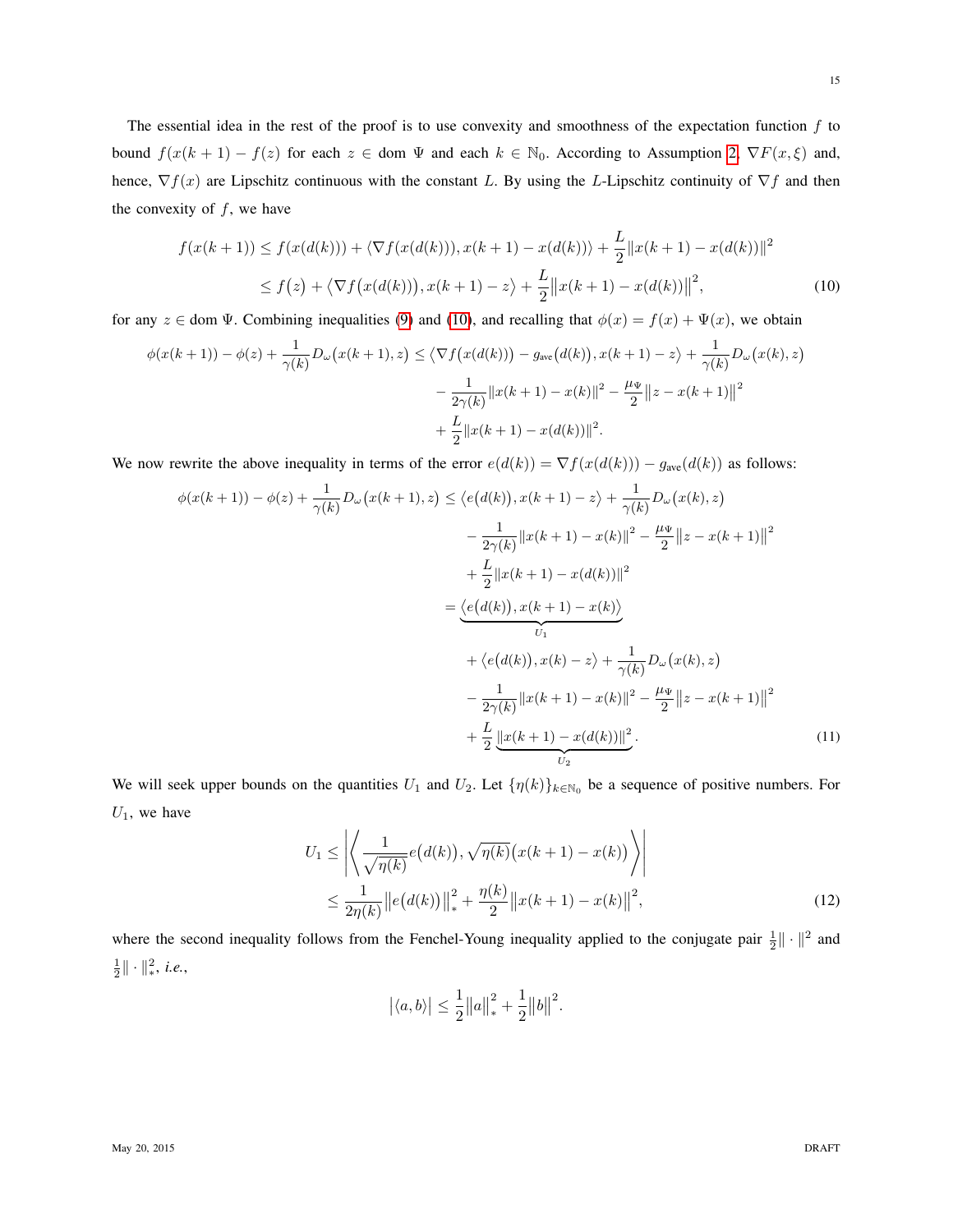The essential idea in the rest of the proof is to use convexity and smoothness of the expectation function $f$ to bound $f(x(k+1)) - f(z)$ for each $z \in \text{dom } \Psi$ and each $k \in \mathbb{N}_0$. According to Assumption 2, $\nabla F(x, \xi)$ and, hence, $\nabla f(x)$ are Lipschitz continuous with the constant $L$. By using the $L$-Lipschitz continuity of $\nabla f$ and then the convexity of $f$, we have

$$
\begin{aligned}
f(x(k+1)) &\leq f(x(d(k))) + \langle \nabla f(x(d(k))), x(k+1) - x(d(k)) \rangle + \frac{L}{2} \|x(k+1) - x(d(k))\|^2 \\
&\leq f(z) + \langle \nabla f(x(d(k))), x(k+1) - z \rangle + \frac{L}{2} \|x(k+1) - x(d(k))\|^2,
\end{aligned} \tag{10}
$$

for any $z \in \text{dom } \Psi$. Combining inequalities (9) and (10), and recalling that $\phi(x) = f(x) + \Psi(x)$, we obtain

$$
\begin{aligned}
\phi(x(k+1)) - \phi(z) + \frac{1}{\gamma(k)} D_\omega(x(k+1), z) \leq \langle \nabla f(x(d(k))) - g_{\text{ave}}(d(k)), x(k+1) - z \rangle + \frac{1}{\gamma(k)} D_\omega(x(k), z) \\
- \frac{1}{2\gamma(k)} \|x(k+1) - x(k)\|^2 - \frac{\mu_\Psi}{2} \|z - x(k+1)\|^2 \\
+ \frac{L}{2} \|x(k+1) - x(d(k))\|^2.
\end{aligned}
$$

We now rewrite the above inequality in terms of the error $e(d(k)) = \nabla f(x(d(k))) - g_{\text{ave}}(d(k))$ as follows:

$$
\begin{aligned}
\phi(x(k+1)) - \phi(z) + \frac{1}{\gamma(k)} D_\omega(x(k+1), z) &\leq \langle e(d(k)), x(k+1) - z \rangle + \frac{1}{\gamma(k)} D_\omega(x(k), z) \\
&\quad - \frac{1}{2\gamma(k)} \|x(k+1) - x(k)\|^2 - \frac{\mu_\Psi}{2} \|z - x(k+1)\|^2 \\
&\quad + \frac{L}{2} \|x(k+1) - x(d(k))\|^2 \\
&= \underbrace{\langle e(d(k)), x(k+1) - x(k) \rangle}_{U_1} \\
&\quad + \langle e(d(k)), x(k) - z \rangle + \frac{1}{\gamma(k)} D_\omega(x(k), z) \\
&\quad - \frac{1}{2\gamma(k)} \|x(k+1) - x(k)\|^2 - \frac{\mu_\Psi}{2} \|z - x(k+1)\|^2 \\
&\quad + \frac{L}{2} \underbrace{\|x(k+1) - x(d(k))\|^2}_{U_2}.
\end{aligned} \tag{11}
$$

We will seek upper bounds on the quantities $U_1$ and $U_2$. Let $\{\eta(k)\}_{k \in \mathbb{N}_0}$ be a sequence of positive numbers. For $U_1$, we have

$$
\begin{aligned}
U_1 &\leq \left| \left\langle \frac{1}{\sqrt{\eta(k)}} e(d(k)), \sqrt{\eta(k)} (x(k+1) - x(k)) \right\rangle \right| \\
&\leq \frac{1}{2\eta(k)} \|e(d(k))\|_*^2 + \frac{\eta(k)}{2} \|x(k+1) - x(k)\|^2,
\end{aligned} \tag{12}
$$

where the second inequality follows from the Fenchel-Young inequality applied to the conjugate pair $\frac{1}{2}\|\cdot\|^2$ and $\frac{1}{2}\|\cdot\|_*^2$, *i.e.*,

$$
|\langle a, b \rangle| \leq \frac{1}{2} \|a\|_*^2 + \frac{1}{2} \|b\|^2.
$$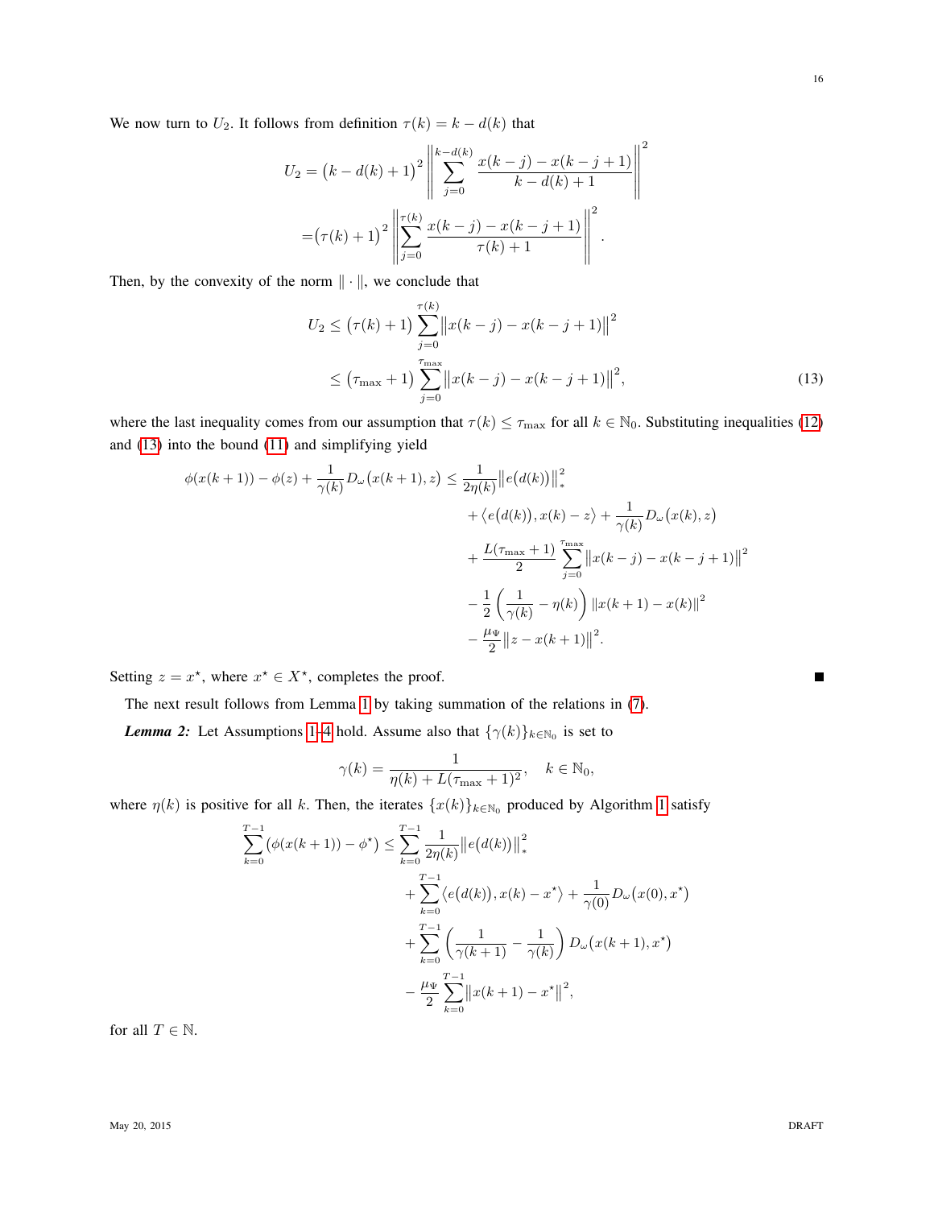We now turn to $U_2$. It follows from definition $\tau(k) = k - d(k)$ that

$$
\begin{aligned}
U_2 &= \big(k - d(k) + 1\big)^2 \left\| \sum_{j=0}^{k-d(k)} \frac{x(k-j) - x(k-j+1)}{k - d(k) + 1} \right\|^2 \\
&= \big(\tau(k) + 1\big)^2 \left\| \sum_{j=0}^{\tau(k)} \frac{x(k-j) - x(k-j+1)}{\tau(k) + 1} \right\|^2 .
\end{aligned}
$$

Then, by the convexity of the norm $\|\cdot\|$, we conclude that

$$
\begin{aligned}
U_2 &\le \big(\tau(k) + 1\big) \sum_{j=0}^{\tau(k)} \big\| x(k-j) - x(k-j+1) \big\|^2 \\
&\le \big(\tau_{\max} + 1\big) \sum_{j=0}^{\tau_{\max}} \big\| x(k-j) - x(k-j+1) \big\|^2, \qquad (13)
\end{aligned}
$$

where the last inequality comes from our assumption that $\tau(k) \le \tau_{\max}$ for all $k \in \mathbb{N}_0$. Substituting inequalities (12) and (13) into the bound (11) and simplifying yield

$$
\begin{aligned}
\phi(x(k+1)) - \phi(z) + \frac{1}{\gamma(k)} D_\omega\big(x(k+1), z\big) \le\; & \frac{1}{2\eta(k)} \big\| e\big(d(k)\big) \big\|_*^2 \\
&+ \big\langle e\big(d(k)\big), x(k) - z \big\rangle + \frac{1}{\gamma(k)} D_\omega\big(x(k), z\big) \\
&+ \frac{L(\tau_{\max} + 1)}{2} \sum_{j=0}^{\tau_{\max}} \big\| x(k-j) - x(k-j+1) \big\|^2 \\
&- \frac{1}{2}\left( \frac{1}{\gamma(k)} - \eta(k) \right) \| x(k+1) - x(k) \|^2 \\
&- \frac{\mu_\Psi}{2} \big\| z - x(k+1) \big\|^2 .
\end{aligned}
$$

Setting $z = x^\star$, where $x^\star \in X^\star$, completes the proof. ■

The next result follows from Lemma 1 by taking summation of the relations in (7).

***Lemma 2:*** Let Assumptions 1–4 hold. Assume also that $\{\gamma(k)\}_{k \in \mathbb{N}_0}$ is set to

$$
\gamma(k) = \frac{1}{\eta(k) + L(\tau_{\max} + 1)^2}, \quad k \in \mathbb{N}_0,
$$

where $\eta(k)$ is positive for all $k$. Then, the iterates $\{x(k)\}_{k \in \mathbb{N}_0}$ produced by Algorithm 1 satisfy

$$
\begin{aligned}
\sum_{k=0}^{T-1} \big( \phi(x(k+1)) - \phi^\star \big) \le\; & \sum_{k=0}^{T-1} \frac{1}{2\eta(k)} \big\| e\big(d(k)\big) \big\|_*^2 \\
&+ \sum_{k=0}^{T-1} \big\langle e\big(d(k)\big), x(k) - x^\star \big\rangle + \frac{1}{\gamma(0)} D_\omega\big(x(0), x^\star\big) \\
&+ \sum_{k=0}^{T-1} \left( \frac{1}{\gamma(k+1)} - \frac{1}{\gamma(k)} \right) D_\omega\big(x(k+1), x^\star\big) \\
&- \frac{\mu_\Psi}{2} \sum_{k=0}^{T-1} \big\| x(k+1) - x^\star \big\|^2 ,
\end{aligned}
$$

for all $T \in \mathbb{N}$.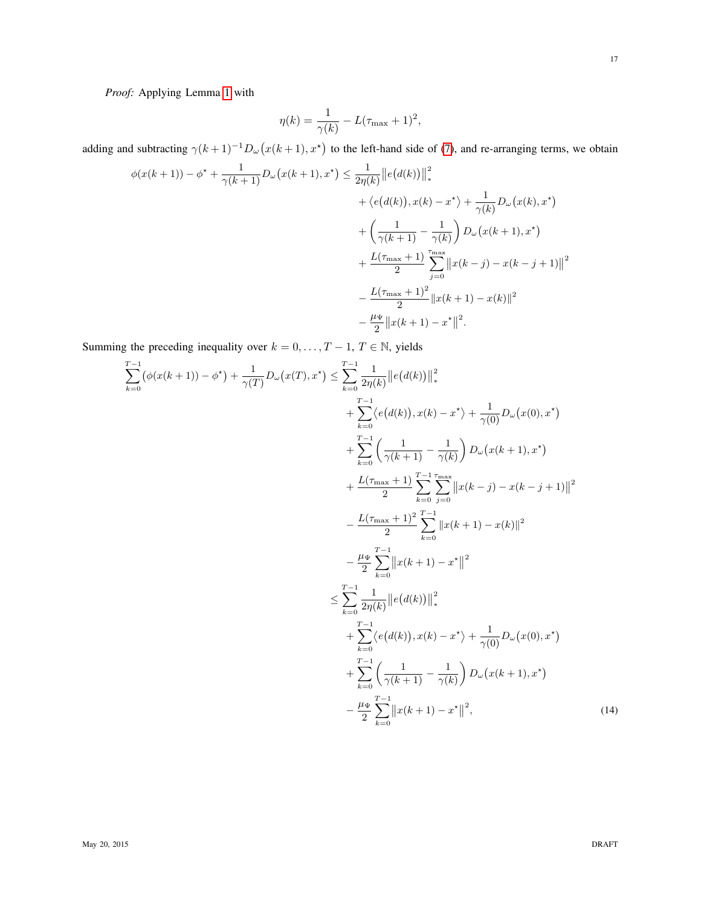*Proof:* Applying Lemma 1 with

$$\eta(k) = \frac{1}{\gamma(k)} - L(\tau_{\max}+1)^2,$$

adding and subtracting $\gamma(k+1)^{-1} D_\omega\big(x(k+1), x^\star\big)$ to the left-hand side of (7), and re-arranging terms, we obtain

$$\begin{aligned}
\phi(x(k+1)) - \phi^\star + \frac{1}{\gamma(k+1)} D_\omega\big(x(k+1), x^\star\big) \leq\; & \frac{1}{2\eta(k)} \big\| e\big(d(k)\big) \big\|_*^2 \\
& + \big\langle e\big(d(k)\big), x(k) - x^\star \big\rangle + \frac{1}{\gamma(k)} D_\omega\big(x(k), x^\star\big) \\
& + \left( \frac{1}{\gamma(k+1)} - \frac{1}{\gamma(k)} \right) D_\omega\big(x(k+1), x^\star\big) \\
& + \frac{L(\tau_{\max}+1)}{2} \sum_{j=0}^{\tau_{\max}} \big\| x(k-j) - x(k-j+1) \big\|^2 \\
& - \frac{L(\tau_{\max}+1)^2}{2} \| x(k+1) - x(k) \|^2 \\
& - \frac{\mu_\Psi}{2} \big\| x(k+1) - x^\star \big\|^2.
\end{aligned}$$

Summing the preceding inequality over $k = 0, \dots, T-1$, $T \in \mathbb{N}$, yields

$$\begin{aligned}
\sum_{k=0}^{T-1} \big(\phi(x(k+1)) - \phi^\star\big) + \frac{1}{\gamma(T)} D_\omega\big(x(T), x^\star\big) \leq\; & \sum_{k=0}^{T-1} \frac{1}{2\eta(k)} \big\| e\big(d(k)\big) \big\|_*^2 \\
& + \sum_{k=0}^{T-1} \big\langle e\big(d(k)\big), x(k) - x^\star \big\rangle + \frac{1}{\gamma(0)} D_\omega\big(x(0), x^\star\big) \\
& + \sum_{k=0}^{T-1} \left( \frac{1}{\gamma(k+1)} - \frac{1}{\gamma(k)} \right) D_\omega\big(x(k+1), x^\star\big) \\
& + \frac{L(\tau_{\max}+1)}{2} \sum_{k=0}^{T-1} \sum_{j=0}^{\tau_{\max}} \big\| x(k-j) - x(k-j+1) \big\|^2 \\
& - \frac{L(\tau_{\max}+1)^2}{2} \sum_{k=0}^{T-1} \| x(k+1) - x(k) \|^2 \\
& - \frac{\mu_\Psi}{2} \sum_{k=0}^{T-1} \big\| x(k+1) - x^\star \big\|^2 \\
\leq\; & \sum_{k=0}^{T-1} \frac{1}{2\eta(k)} \big\| e\big(d(k)\big) \big\|_*^2 \\
& + \sum_{k=0}^{T-1} \big\langle e\big(d(k)\big), x(k) - x^\star \big\rangle + \frac{1}{\gamma(0)} D_\omega\big(x(0), x^\star\big) \\
& + \sum_{k=0}^{T-1} \left( \frac{1}{\gamma(k+1)} - \frac{1}{\gamma(k)} \right) D_\omega\big(x(k+1), x^\star\big) \\
& - \frac{\mu_\Psi}{2} \sum_{k=0}^{T-1} \big\| x(k+1) - x^\star \big\|^2,
\end{aligned} \tag{14}$$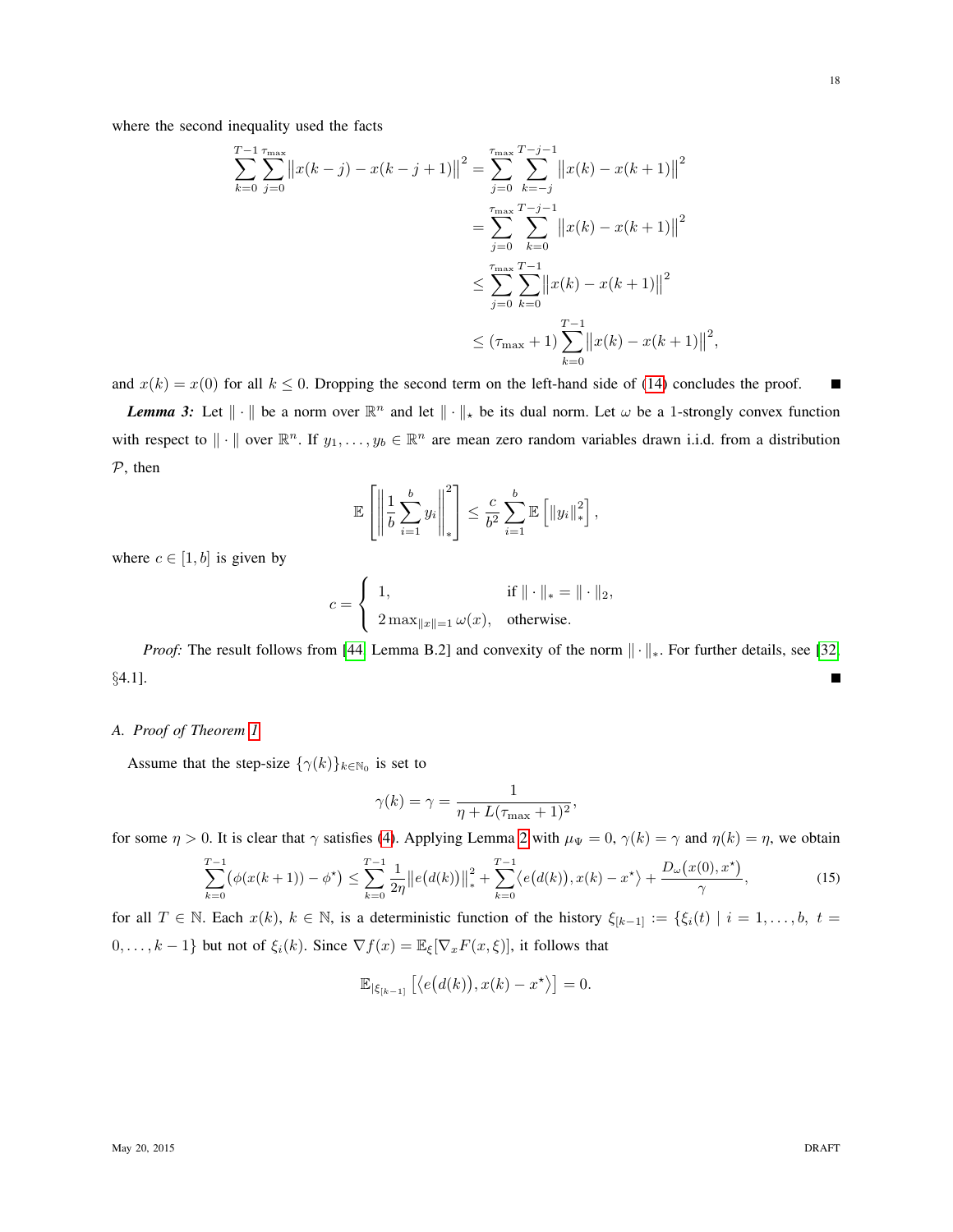where the second inequality used the facts

$$\begin{aligned}
\sum_{k=0}^{T-1}\sum_{j=0}^{\tau_{\max}}\big\|x(k-j)-x(k-j+1)\big\|^2 &= \sum_{j=0}^{\tau_{\max}}\sum_{k=-j}^{T-j-1}\big\|x(k)-x(k+1)\big\|^2 \\
&= \sum_{j=0}^{\tau_{\max}}\sum_{k=0}^{T-j-1}\big\|x(k)-x(k+1)\big\|^2 \\
&\le \sum_{j=0}^{\tau_{\max}}\sum_{k=0}^{T-1}\big\|x(k)-x(k+1)\big\|^2 \\
&\le (\tau_{\max}+1)\sum_{k=0}^{T-1}\big\|x(k)-x(k+1)\big\|^2,
\end{aligned}$$

and $x(k) = x(0)$ for all $k \le 0$. Dropping the second term on the left-hand side of (14) concludes the proof. ■

***Lemma 3:*** Let $\|\cdot\|$ be a norm over $\mathbb{R}^n$ and let $\|\cdot\|_\star$ be its dual norm. Let $\omega$ be a 1-strongly convex function with respect to $\|\cdot\|$ over $\mathbb{R}^n$. If $y_1,\dots,y_b \in \mathbb{R}^n$ are mean zero random variables drawn i.i.d. from a distribution $\mathcal{P}$, then

$$\mathbb{E}\left[\left\|\frac{1}{b}\sum_{i=1}^{b} y_i\right\|_\star^2\right] \le \frac{c}{b^2}\sum_{i=1}^{b}\mathbb{E}\left[\|y_i\|_\star^2\right],$$

where $c \in [1, b]$ is given by

$$c = \begin{cases} 1, & \text{if } \|\cdot\|_\star = \|\cdot\|_2, \\ 2\max_{\|x\|=1}\omega(x), & \text{otherwise.} \end{cases}$$

*Proof:* The result follows from [44, Lemma B.2] and convexity of the norm $\|\cdot\|_\star$. For further details, see [32, §4.1]. ■

### A. Proof of Theorem 1

Assume that the step-size $\{\gamma(k)\}_{k\in\mathbb{N}_0}$ is set to

$$\gamma(k) = \gamma = \frac{1}{\eta + L(\tau_{\max}+1)^2},$$

for some $\eta > 0$. It is clear that $\gamma$ satisfies (4). Applying Lemma 2 with $\mu_\Psi = 0$, $\gamma(k) = \gamma$ and $\eta(k) = \eta$, we obtain

$$\sum_{k=0}^{T-1}\big(\phi(x(k+1)) - \phi^\star\big) \le \sum_{k=0}^{T-1}\frac{1}{2\eta}\big\|e\big(d(k)\big)\big\|_\star^2 + \sum_{k=0}^{T-1}\big\langle e\big(d(k)\big), x(k) - x^\star\big\rangle + \frac{D_\omega\big(x(0), x^\star\big)}{\gamma}, \tag{15}$$

for all $T \in \mathbb{N}$. Each $x(k)$, $k \in \mathbb{N}$, is a deterministic function of the history $\xi_{[k-1]} := \{\xi_i(t) \mid i = 1,\dots,b,\ t = 0,\dots,k-1\}$ but not of $\xi_i(k)$. Since $\nabla f(x) = \mathbb{E}_\xi[\nabla_x F(x,\xi)]$, it follows that

$$\mathbb{E}_{|\xi_{[k-1]}}\left[\big\langle e\big(d(k)\big), x(k) - x^\star\big\rangle\right] = 0.$$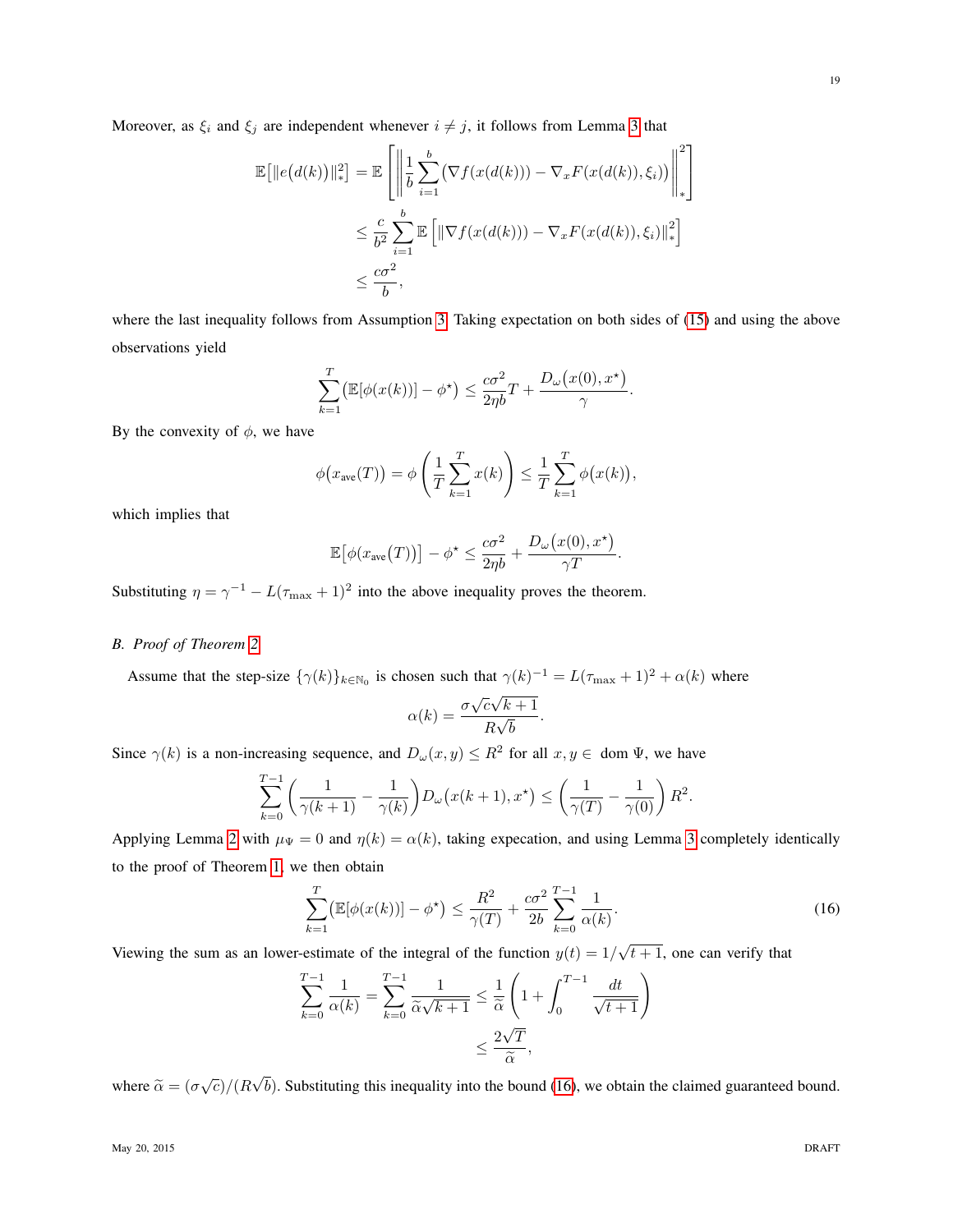Moreover, as $\xi_i$ and $\xi_j$ are independent whenever $i \neq j$, it follows from Lemma 3 that

$$
\begin{aligned}
\mathbb{E}\big[\|e\big(d(k)\big)\|_*^2\big] &= \mathbb{E}\left[\left\|\frac{1}{b}\sum_{i=1}^{b}\big(\nabla f(x(d(k))) - \nabla_x F(x(d(k)),\xi_i)\big)\right\|_*^2\right] \\
&\leq \frac{c}{b^2}\sum_{i=1}^{b}\mathbb{E}\left[\|\nabla f(x(d(k))) - \nabla_x F(x(d(k)),\xi_i)\|_*^2\right] \\
&\leq \frac{c\sigma^2}{b},
\end{aligned}
$$

where the last inequality follows from Assumption 3. Taking expectation on both sides of (15) and using the above observations yield

$$
\sum_{k=1}^{T}\big(\mathbb{E}[\phi(x(k))] - \phi^\star\big) \leq \frac{c\sigma^2}{2\eta b}T + \frac{D_\omega\big(x(0),x^\star\big)}{\gamma}.
$$

By the convexity of $\phi$, we have

$$
\phi\big(x_{\text{ave}}(T)\big) = \phi\left(\frac{1}{T}\sum_{k=1}^{T}x(k)\right) \leq \frac{1}{T}\sum_{k=1}^{T}\phi\big(x(k)\big),
$$

which implies that

$$
\mathbb{E}\big[\phi\big(x_{\text{ave}}(T)\big)\big] - \phi^\star \leq \frac{c\sigma^2}{2\eta b} + \frac{D_\omega\big(x(0),x^\star\big)}{\gamma T}.
$$

Substituting $\eta = \gamma^{-1} - L(\tau_{\max}+1)^2$ into the above inequality proves the theorem.

### B. Proof of Theorem 2

Assume that the step-size $\{\gamma(k)\}_{k\in\mathbb{N}_0}$ is chosen such that $\gamma(k)^{-1} = L(\tau_{\max}+1)^2 + \alpha(k)$ where

$$
\alpha(k) = \frac{\sigma\sqrt{c}\sqrt{k+1}}{R\sqrt{b}}.
$$

Since $\gamma(k)$ is a non-increasing sequence, and $D_\omega(x,y) \leq R^2$ for all $x,y \in$ dom $\Psi$, we have

$$
\sum_{k=0}^{T-1}\left(\frac{1}{\gamma(k+1)} - \frac{1}{\gamma(k)}\right)D_\omega\big(x(k+1),x^\star\big) \leq \left(\frac{1}{\gamma(T)} - \frac{1}{\gamma(0)}\right)R^2.
$$

Applying Lemma 2 with $\mu_\Psi = 0$ and $\eta(k) = \alpha(k)$, taking expecation, and using Lemma 3 completely identically to the proof of Theorem 1, we then obtain

$$
\sum_{k=1}^{T}\big(\mathbb{E}[\phi(x(k))] - \phi^\star\big) \leq \frac{R^2}{\gamma(T)} + \frac{c\sigma^2}{2b}\sum_{k=0}^{T-1}\frac{1}{\alpha(k)}. \tag{16}
$$

Viewing the sum as an lower-estimate of the integral of the function $y(t) = 1/\sqrt{t+1}$, one can verify that

$$
\begin{aligned}
\sum_{k=0}^{T-1}\frac{1}{\alpha(k)} = \sum_{k=0}^{T-1}\frac{1}{\widetilde{\alpha}\sqrt{k+1}} &\leq \frac{1}{\widetilde{\alpha}}\left(1 + \int_0^{T-1}\frac{dt}{\sqrt{t+1}}\right) \\
&\leq \frac{2\sqrt{T}}{\widetilde{\alpha}},
\end{aligned}
$$

where $\widetilde{\alpha} = (\sigma\sqrt{c})/(R\sqrt{b})$. Substituting this inequality into the bound (16), we obtain the claimed guaranteed bound.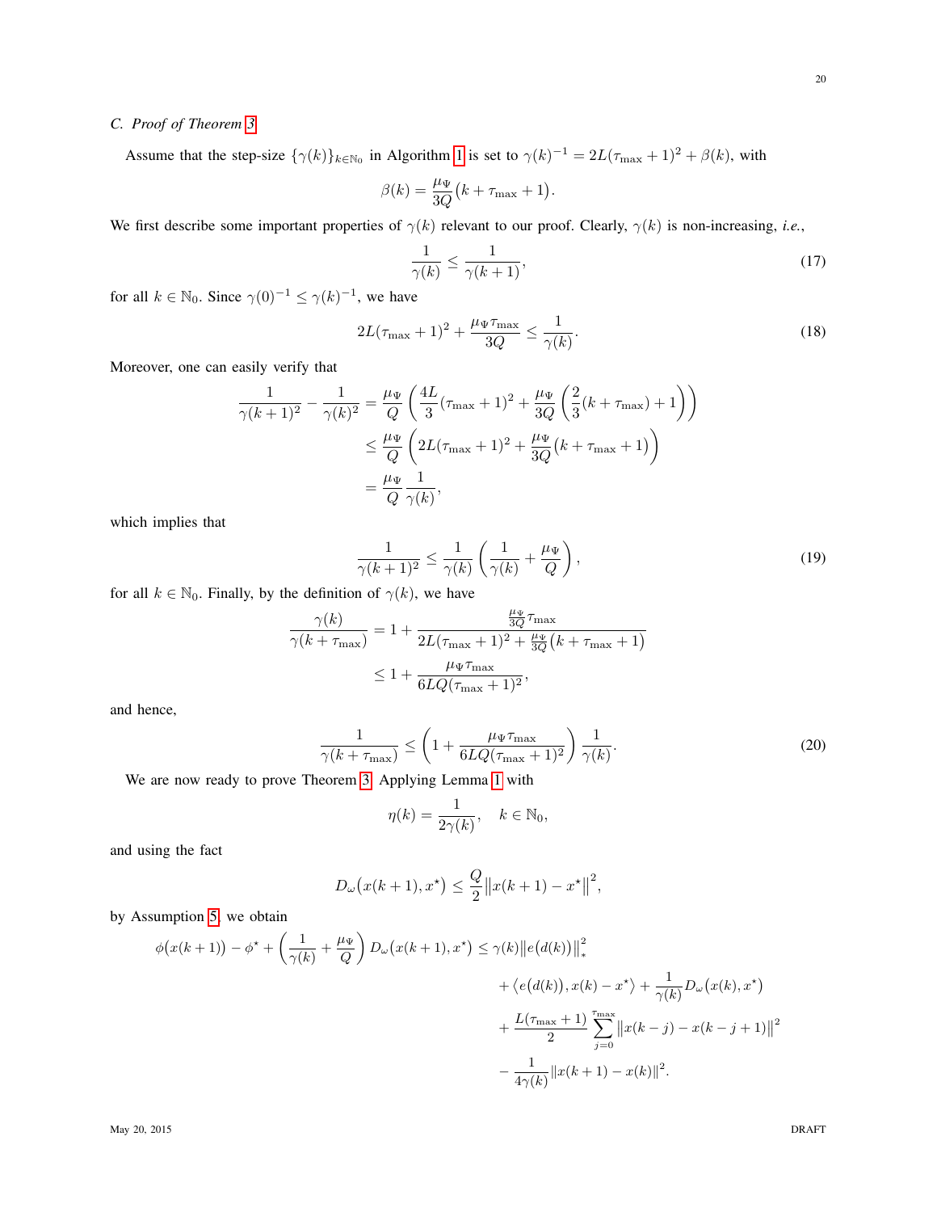### C. Proof of Theorem 3

Assume that the step-size $\{\gamma(k)\}_{k\in\mathbb{N}_0}$ in Algorithm 1 is set to $\gamma(k)^{-1} = 2L(\tau_{\max}+1)^2 + \beta(k)$, with

$$\beta(k) = \frac{\mu_\Psi}{3Q}\big(k+\tau_{\max}+1\big).$$

We first describe some important properties of $\gamma(k)$ relevant to our proof. Clearly, $\gamma(k)$ is non-increasing, *i.e.*,

$$\frac{1}{\gamma(k)} \leq \frac{1}{\gamma(k+1)}, \tag{17}$$

for all $k \in \mathbb{N}_0$. Since $\gamma(0)^{-1} \leq \gamma(k)^{-1}$, we have

$$2L(\tau_{\max}+1)^2 + \frac{\mu_\Psi \tau_{\max}}{3Q} \leq \frac{1}{\gamma(k)}. \tag{18}$$

Moreover, one can easily verify that

$$\begin{aligned}
\frac{1}{\gamma(k+1)^2} - \frac{1}{\gamma(k)^2} &= \frac{\mu_\Psi}{Q}\left(\frac{4L}{3}(\tau_{\max}+1)^2 + \frac{\mu_\Psi}{3Q}\left(\frac{2}{3}(k+\tau_{\max})+1\right)\right)\\
&\leq \frac{\mu_\Psi}{Q}\left(2L(\tau_{\max}+1)^2 + \frac{\mu_\Psi}{3Q}\big(k+\tau_{\max}+1\big)\right)\\
&= \frac{\mu_\Psi}{Q}\frac{1}{\gamma(k)},
\end{aligned}$$

which implies that

$$\frac{1}{\gamma(k+1)^2} \leq \frac{1}{\gamma(k)}\left(\frac{1}{\gamma(k)} + \frac{\mu_\Psi}{Q}\right), \tag{19}$$

for all $k \in \mathbb{N}_0$. Finally, by the definition of $\gamma(k)$, we have

$$\begin{aligned}
\frac{\gamma(k)}{\gamma(k+\tau_{\max})} &= 1 + \frac{\frac{\mu_\Psi}{3Q}\tau_{\max}}{2L(\tau_{\max}+1)^2 + \frac{\mu_\Psi}{3Q}\big(k+\tau_{\max}+1\big)}\\
&\leq 1 + \frac{\mu_\Psi \tau_{\max}}{6LQ(\tau_{\max}+1)^2},
\end{aligned}$$

and hence,

$$\frac{1}{\gamma(k+\tau_{\max})} \leq \left(1 + \frac{\mu_\Psi \tau_{\max}}{6LQ(\tau_{\max}+1)^2}\right)\frac{1}{\gamma(k)}. \tag{20}$$

We are now ready to prove Theorem 3. Applying Lemma 1 with

$$\eta(k) = \frac{1}{2\gamma(k)}, \quad k \in \mathbb{N}_0,$$

and using the fact

$$D_\omega\big(x(k+1), x^\star\big) \leq \frac{Q}{2}\big\|x(k+1) - x^\star\big\|^2,$$

by Assumption 5, we obtain

$$\begin{aligned}
\phi\big(x(k+1)\big) - \phi^\star + \left(\frac{1}{\gamma(k)} + \frac{\mu_\Psi}{Q}\right) D_\omega\big(x(k+1), x^\star\big) \leq{}& \gamma(k)\big\|e\big(d(k)\big)\big\|_*^2\\
&+ \big\langle e\big(d(k)\big), x(k) - x^\star\big\rangle + \frac{1}{\gamma(k)} D_\omega\big(x(k), x^\star\big)\\
&+ \frac{L(\tau_{\max}+1)}{2}\sum_{j=0}^{\tau_{\max}}\big\|x(k-j) - x(k-j+1)\big\|^2\\
&- \frac{1}{4\gamma(k)}\|x(k+1) - x(k)\|^2.
\end{aligned}$$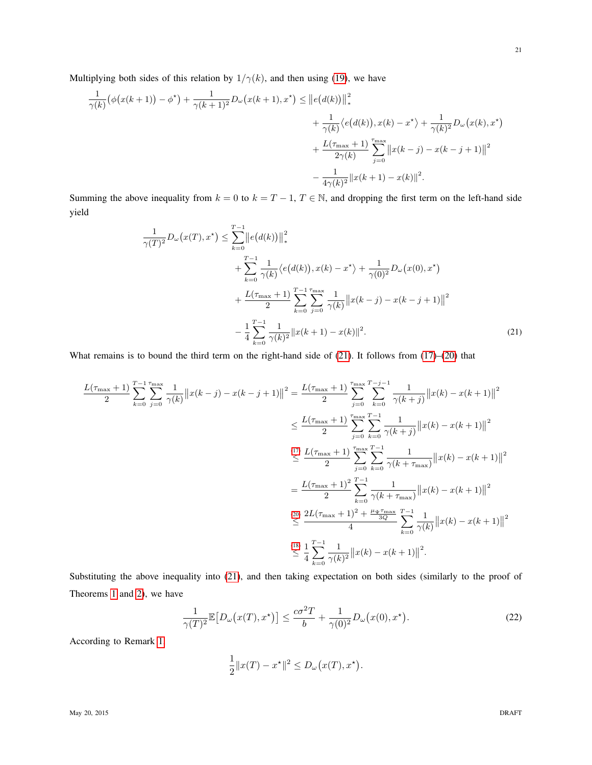Multiplying both sides of this relation by $1/\gamma(k)$, and then using (19), we have

$$
\begin{aligned}
\frac{1}{\gamma(k)}\big(\phi\big(x(k+1)\big)-\phi^\star\big)+\frac{1}{\gamma(k+1)^2}D_\omega\big(x(k+1),x^\star\big) \le \big\|e\big(d(k)\big)\big\|_*^2 \\
+\frac{1}{\gamma(k)}\big\langle e\big(d(k)\big),x(k)-x^\star\big\rangle+\frac{1}{\gamma(k)^2}D_\omega\big(x(k),x^\star\big) \\
+\frac{L(\tau_{\max}+1)}{2\gamma(k)}\sum_{j=0}^{\tau_{\max}}\big\|x(k-j)-x(k-j+1)\big\|^2 \\
-\frac{1}{4\gamma(k)^2}\big\|x(k+1)-x(k)\big\|^2.
\end{aligned}
$$

Summing the above inequality from $k=0$ to $k=T-1$, $T\in\mathbb{N}$, and dropping the first term on the left-hand side yield

$$
\begin{aligned}
\frac{1}{\gamma(T)^2}D_\omega\big(x(T),x^\star\big) \le \sum_{k=0}^{T-1}\big\|e\big(d(k)\big)\big\|_*^2 \\
+\sum_{k=0}^{T-1}\frac{1}{\gamma(k)}\big\langle e\big(d(k)\big),x(k)-x^\star\big\rangle+\frac{1}{\gamma(0)^2}D_\omega\big(x(0),x^\star\big) \\
+\frac{L(\tau_{\max}+1)}{2}\sum_{k=0}^{T-1}\sum_{j=0}^{\tau_{\max}}\frac{1}{\gamma(k)}\big\|x(k-j)-x(k-j+1)\big\|^2 \\
-\frac{1}{4}\sum_{k=0}^{T-1}\frac{1}{\gamma(k)^2}\big\|x(k+1)-x(k)\big\|^2.
\end{aligned}
\tag{21}
$$

What remains is to bound the third term on the right-hand side of (21). It follows from (17)–(20) that

$$
\begin{aligned}
\frac{L(\tau_{\max}+1)}{2}\sum_{k=0}^{T-1}\sum_{j=0}^{\tau_{\max}}\frac{1}{\gamma(k)}\big\|x(k-j)-x(k-j+1)\big\|^2 &= \frac{L(\tau_{\max}+1)}{2}\sum_{j=0}^{\tau_{\max}}\sum_{k=0}^{T-j-1}\frac{1}{\gamma(k+j)}\big\|x(k)-x(k+1)\big\|^2 \\
&\le \frac{L(\tau_{\max}+1)}{2}\sum_{j=0}^{\tau_{\max}}\sum_{k=0}^{T-1}\frac{1}{\gamma(k+j)}\big\|x(k)-x(k+1)\big\|^2 \\
&\overset{(17)}{\le} \frac{L(\tau_{\max}+1)}{2}\sum_{j=0}^{\tau_{\max}}\sum_{k=0}^{T-1}\frac{1}{\gamma(k+\tau_{\max})}\big\|x(k)-x(k+1)\big\|^2 \\
&= \frac{L(\tau_{\max}+1)^2}{2}\sum_{k=0}^{T-1}\frac{1}{\gamma(k+\tau_{\max})}\big\|x(k)-x(k+1)\big\|^2 \\
&\overset{(20)}{\le} \frac{2L(\tau_{\max}+1)^2+\frac{\mu_\Psi\tau_{\max}}{3Q}}{4}\sum_{k=0}^{T-1}\frac{1}{\gamma(k)}\big\|x(k)-x(k+1)\big\|^2 \\
&\overset{(18)}{\le} \frac{1}{4}\sum_{k=0}^{T-1}\frac{1}{\gamma(k)^2}\big\|x(k)-x(k+1)\big\|^2.
\end{aligned}
$$

Substituting the above inequality into (21), and then taking expectation on both sides (similarly to the proof of Theorems 1 and 2), we have

$$
\frac{1}{\gamma(T)^2}\mathbb{E}\big[D_\omega\big(x(T),x^\star\big)\big] \le \frac{c\sigma^2T}{b}+\frac{1}{\gamma(0)^2}D_\omega\big(x(0),x^\star\big). \tag{22}
$$

According to Remark 1

$$
\frac{1}{2}\|x(T)-x^\star\|^2 \le D_\omega\big(x(T),x^\star\big).
$$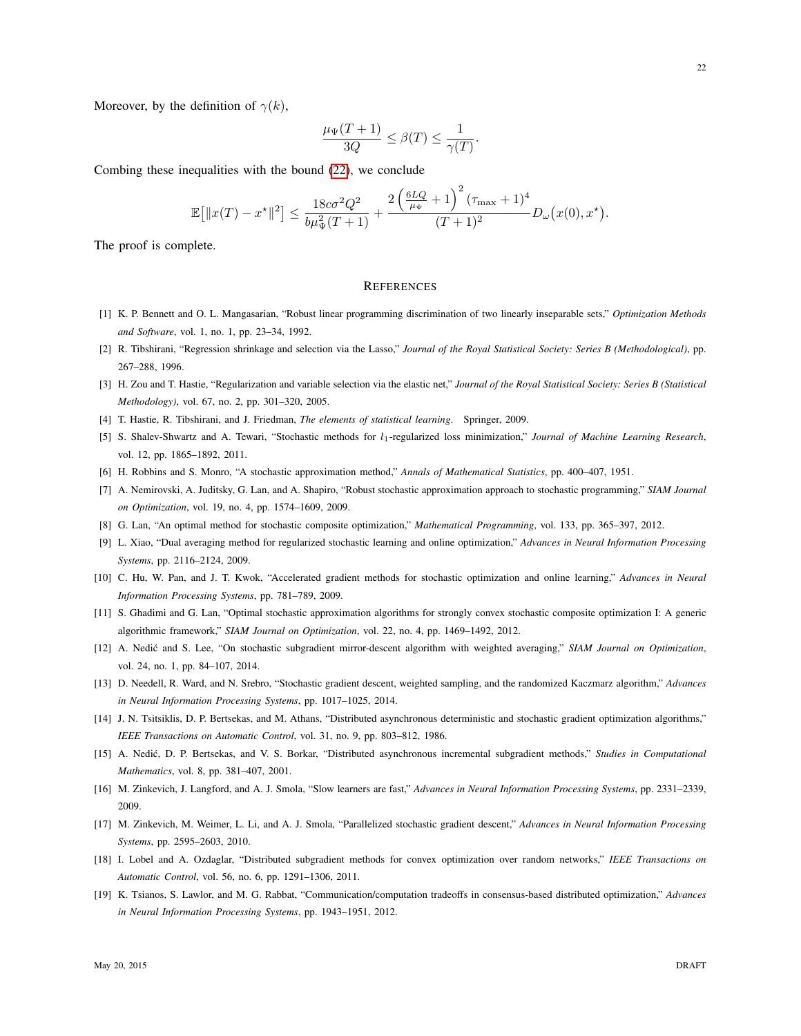Moreover, by the definition of $\gamma(k)$,

$$\frac{\mu_\Psi(T+1)}{3Q} \le \beta(T) \le \frac{1}{\gamma(T)}.$$

Combing these inequalities with the bound (22), we conclude

$$\mathbb{E}\big[\|x(T) - x^\star\|^2\big] \le \frac{18c\sigma^2 Q^2}{b\mu_\Psi^2(T+1)} + \frac{2\left(\frac{6LQ}{\mu_\Psi}+1\right)^2(\tau_{\max}+1)^4}{(T+1)^2} D_\omega\big(x(0), x^\star\big).$$

The proof is complete.

## References

[1] K. P. Bennett and O. L. Mangasarian, "Robust linear programming discrimination of two linearly inseparable sets," *Optimization Methods and Software*, vol. 1, no. 1, pp. 23–34, 1992.

[2] R. Tibshirani, "Regression shrinkage and selection via the Lasso," *Journal of the Royal Statistical Society: Series B (Methodological)*, pp. 267–288, 1996.

[3] H. Zou and T. Hastie, "Regularization and variable selection via the elastic net," *Journal of the Royal Statistical Society: Series B (Statistical Methodology)*, vol. 67, no. 2, pp. 301–320, 2005.

[4] T. Hastie, R. Tibshirani, and J. Friedman, *The elements of statistical learning*. Springer, 2009.

[5] S. Shalev-Shwartz and A. Tewari, "Stochastic methods for $l_1$-regularized loss minimization," *Journal of Machine Learning Research*, vol. 12, pp. 1865–1892, 2011.

[6] H. Robbins and S. Monro, "A stochastic approximation method," *Annals of Mathematical Statistics*, pp. 400–407, 1951.

[7] A. Nemirovski, A. Juditsky, G. Lan, and A. Shapiro, "Robust stochastic approximation approach to stochastic programming," *SIAM Journal on Optimization*, vol. 19, no. 4, pp. 1574–1609, 2009.

[8] G. Lan, "An optimal method for stochastic composite optimization," *Mathematical Programming*, vol. 133, pp. 365–397, 2012.

[9] L. Xiao, "Dual averaging method for regularized stochastic learning and online optimization," *Advances in Neural Information Processing Systems*, pp. 2116–2124, 2009.

[10] C. Hu, W. Pan, and J. T. Kwok, "Accelerated gradient methods for stochastic optimization and online learning," *Advances in Neural Information Processing Systems*, pp. 781–789, 2009.

[11] S. Ghadimi and G. Lan, "Optimal stochastic approximation algorithms for strongly convex stochastic composite optimization I: A generic algorithmic framework," *SIAM Journal on Optimization*, vol. 22, no. 4, pp. 1469–1492, 2012.

[12] A. Nedić and S. Lee, "On stochastic subgradient mirror-descent algorithm with weighted averaging," *SIAM Journal on Optimization*, vol. 24, no. 1, pp. 84–107, 2014.

[13] D. Needell, R. Ward, and N. Srebro, "Stochastic gradient descent, weighted sampling, and the randomized Kaczmarz algorithm," *Advances in Neural Information Processing Systems*, pp. 1017–1025, 2014.

[14] J. N. Tsitsiklis, D. P. Bertsekas, and M. Athans, "Distributed asynchronous deterministic and stochastic gradient optimization algorithms," *IEEE Transactions on Automatic Control*, vol. 31, no. 9, pp. 803–812, 1986.

[15] A. Nedić, D. P. Bertsekas, and V. S. Borkar, "Distributed asynchronous incremental subgradient methods," *Studies in Computational Mathematics*, vol. 8, pp. 381–407, 2001.

[16] M. Zinkevich, J. Langford, and A. J. Smola, "Slow learners are fast," *Advances in Neural Information Processing Systems*, pp. 2331–2339, 2009.

[17] M. Zinkevich, M. Weimer, L. Li, and A. J. Smola, "Parallelized stochastic gradient descent," *Advances in Neural Information Processing Systems*, pp. 2595–2603, 2010.

[18] I. Lobel and A. Ozdaglar, "Distributed subgradient methods for convex optimization over random networks," *IEEE Transactions on Automatic Control*, vol. 56, no. 6, pp. 1291–1306, 2011.

[19] K. Tsianos, S. Lawlor, and M. G. Rabbat, "Communication/computation tradeoffs in consensus-based distributed optimization," *Advances in Neural Information Processing Systems*, pp. 1943–1951, 2012.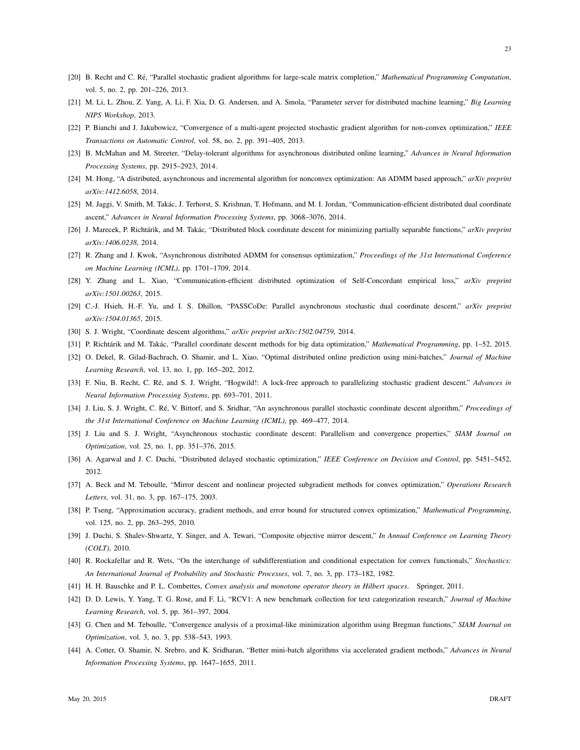[20] B. Recht and C. Ré, "Parallel stochastic gradient algorithms for large-scale matrix completion," *Mathematical Programming Computation*, vol. 5, no. 2, pp. 201–226, 2013.

[21] M. Li, L. Zhou, Z. Yang, A. Li, F. Xia, D. G. Andersen, and A. Smola, "Parameter server for distributed machine learning," *Big Learning NIPS Workshop*, 2013.

[22] P. Bianchi and J. Jakubowicz, "Convergence of a multi-agent projected stochastic gradient algorithm for non-convex optimization," *IEEE Transactions on Automatic Control*, vol. 58, no. 2, pp. 391–405, 2013.

[23] B. McMahan and M. Streeter, "Delay-tolerant algorithms for asynchronous distributed online learning," *Advances in Neural Information Processing Systems*, pp. 2915–2923, 2014.

[24] M. Hong, "A distributed, asynchronous and incremental algorithm for nonconvex optimization: An ADMM based approach," *arXiv preprint arXiv:1412.6058*, 2014.

[25] M. Jaggi, V. Smith, M. Takác, J. Terhorst, S. Krishnan, T. Hofmann, and M. I. Jordan, "Communication-efficient distributed dual coordinate ascent," *Advances in Neural Information Processing Systems*, pp. 3068–3076, 2014.

[26] J. Marecek, P. Richtárik, and M. Takác, "Distributed block coordinate descent for minimizing partially separable functions," *arXiv preprint arXiv:1406.0238*, 2014.

[27] R. Zhang and J. Kwok, "Asynchronous distributed ADMM for consensus optimization," *Proceedings of the 31st International Conference on Machine Learning (ICML)*, pp. 1701–1709, 2014.

[28] Y. Zhang and L. Xiao, "Communication-efficient distributed optimization of Self-Concordant empirical loss," *arXiv preprint arXiv:1501.00263*, 2015.

[29] C.-J. Hsieh, H.-F. Yu, and I. S. Dhillon, "PASSCoDe: Parallel asynchronous stochastic dual coordinate descent," *arXiv preprint arXiv:1504.01365*, 2015.

[30] S. J. Wright, "Coordinate descent algorithms," *arXiv preprint arXiv:1502.04759*, 2014.

[31] P. Richtárik and M. Takác, "Parallel coordinate descent methods for big data optimization," *Mathematical Programming*, pp. 1–52, 2015.

[32] O. Dekel, R. Gilad-Bachrach, O. Shamir, and L. Xiao, "Optimal distributed online prediction using mini-batches," *Journal of Machine Learning Research*, vol. 13, no. 1, pp. 165–202, 2012.

[33] F. Niu, B. Recht, C. Ré, and S. J. Wright, "Hogwild!: A lock-free approach to parallelizing stochastic gradient descent." *Advances in Neural Information Processing Systems*, pp. 693–701, 2011.

[34] J. Liu, S. J. Wright, C. Ré, V. Bittorf, and S. Sridhar, "An asynchronous parallel stochastic coordinate descent algorithm," *Proceedings of the 31st International Conference on Machine Learning (ICML)*, pp. 469–477, 2014.

[35] J. Liu and S. J. Wright, "Asynchronous stochastic coordinate descent: Parallelism and convergence properties," *SIAM Journal on Optimization*, vol. 25, no. 1, pp. 351–376, 2015.

[36] A. Agarwal and J. C. Duchi, "Distributed delayed stochastic optimization," *IEEE Conference on Decision and Control*, pp. 5451–5452, 2012.

[37] A. Beck and M. Teboulle, "Mirror descent and nonlinear projected subgradient methods for convex optimization," *Operations Research Letters*, vol. 31, no. 3, pp. 167–175, 2003.

[38] P. Tseng, "Approximation accuracy, gradient methods, and error bound for structured convex optimization," *Mathematical Programming*, vol. 125, no. 2, pp. 263–295, 2010.

[39] J. Duchi, S. Shalev-Shwartz, Y. Singer, and A. Tewari, "Composite objective mirror descent," *In Annual Conference on Learning Theory (COLT)*, 2010.

[40] R. Rockafellar and R. Wets, "On the interchange of subdifferentiation and conditional expectation for convex functionals," *Stochastics: An International Journal of Probability and Stochastic Processes*, vol. 7, no. 3, pp. 173–182, 1982.

[41] H. H. Bauschke and P. L. Combettes, *Convex analysis and monotone operator theory in Hilbert spaces*. Springer, 2011.

[42] D. D. Lewis, Y. Yang, T. G. Rose, and F. Li, "RCV1: A new benchmark collection for text categorization research," *Journal of Machine Learning Research*, vol. 5, pp. 361–397, 2004.

[43] G. Chen and M. Teboulle, "Convergence analysis of a proximal-like minimization algorithm using Bregman functions," *SIAM Journal on Optimization*, vol. 3, no. 3, pp. 538–543, 1993.

[44] A. Cotter, O. Shamir, N. Srebro, and K. Sridharan, "Better mini-batch algorithms via accelerated gradient methods," *Advances in Neural Information Processing Systems*, pp. 1647–1655, 2011.